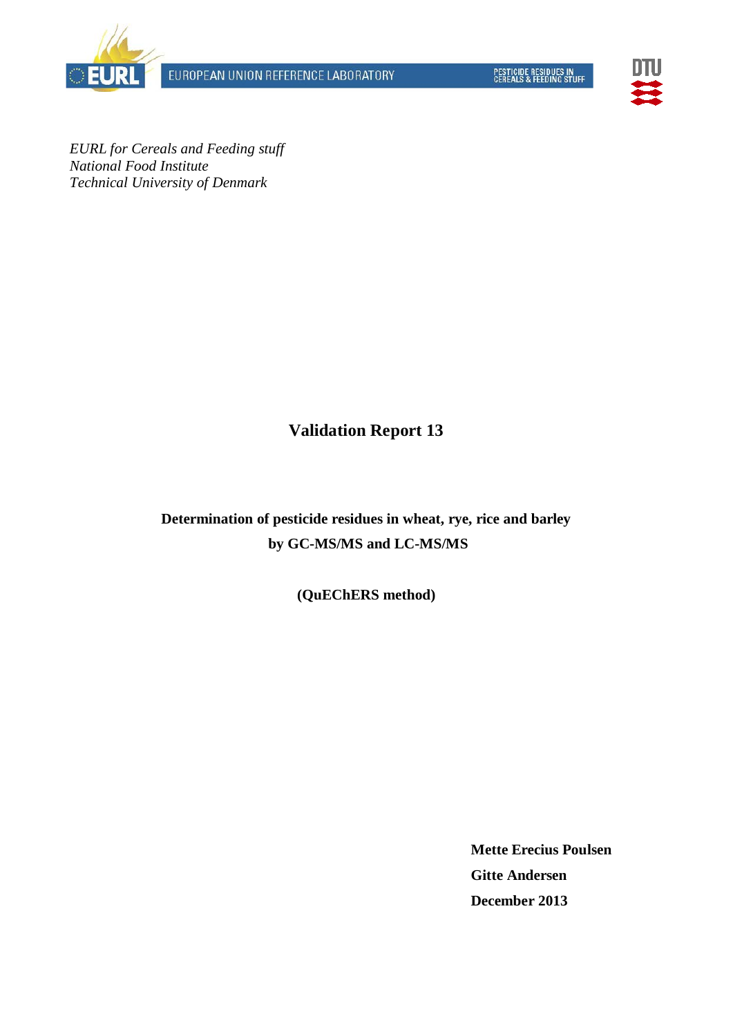EUROPEAN UNION REFERENCE LABORATORY

PESTICIDE RESIDUES IN CEREALS & FEEDING STUFF

*EURL for Cereals and Feeding stuff*
*National Food Institute*
*Technical University of Denmark*

# Validation Report 13

## Determination of pesticide residues in wheat, rye, rice and barley by GC-MS/MS and LC-MS/MS

**(QuEChERS method)**

**Mette Erecius Poulsen**
**Gitte Andersen**
**December 2013**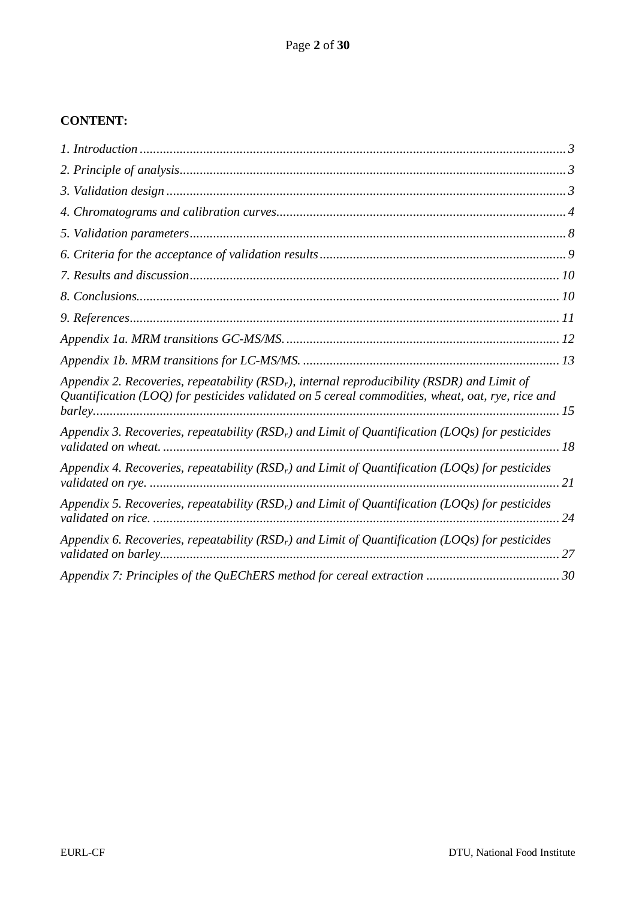**CONTENT:**

*1. Introduction* ............................................................ 3

*2. Principle of analysis* .................................................... 3

*3. Validation design* ........................................................ 3

*4. Chromatograms and calibration curves* .................................... 4

*5. Validation parameters* .................................................... 8

*6. Criteria for the acceptance of validation results* ....................... 9

*7. Results and discussion* .................................................. 10

*8. Conclusions* .............................................................. 10

*9. References* ............................................................... 11

*Appendix 1a. MRM transitions GC-MS/MS.* .................................... 12

*Appendix 1b. MRM transitions for LC-MS/MS.* ................................. 13

*Appendix 2. Recoveries, repeatability ($RSD_r$), internal reproducibility (RSDR) and Limit of Quantification (LOQ) for pesticides validated on 5 cereal commodities, wheat, oat, rye, rice and barley* ... 15

*Appendix 3. Recoveries, repeatability ($RSD_r$) and Limit of Quantification (LOQs) for pesticides validated on wheat.* ... 18

*Appendix 4. Recoveries, repeatability ($RSD_r$) and Limit of Quantification (LOQs) for pesticides validated on rye.* ... 21

*Appendix 5. Recoveries, repeatability ($RSD_r$) and Limit of Quantification (LOQs) for pesticides validated on rice.* ... 24

*Appendix 6. Recoveries, repeatability ($RSD_r$) and Limit of Quantification (LOQs) for pesticides validated on barley* ... 27

*Appendix 7: Principles of the QuEChERS method for cereal extraction* ........ 30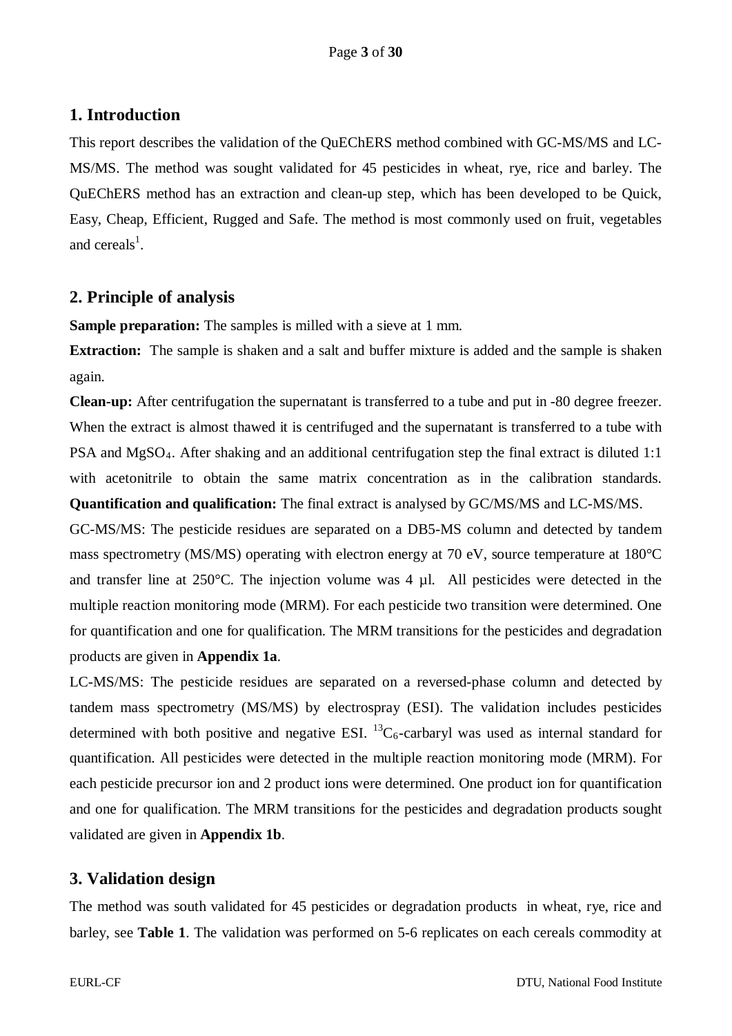## 1. Introduction

This report describes the validation of the QuEChERS method combined with GC-MS/MS and LC-MS/MS. The method was sought validated for 45 pesticides in wheat, rye, rice and barley. The QuEChERS method has an extraction and clean-up step, which has been developed to be Quick, Easy, Cheap, Efficient, Rugged and Safe. The method is most commonly used on fruit, vegetables and cereals[1].

## 2. Principle of analysis

**Sample preparation:** The samples is milled with a sieve at 1 mm.

**Extraction:** The sample is shaken and a salt and buffer mixture is added and the sample is shaken again.

**Clean-up:** After centrifugation the supernatant is transferred to a tube and put in -80 degree freezer. When the extract is almost thawed it is centrifuged and the supernatant is transferred to a tube with PSA and $MgSO_4$. After shaking and an additional centrifugation step the final extract is diluted 1:1 with acetonitrile to obtain the same matrix concentration as in the calibration standards.

**Quantification and qualification:** The final extract is analysed by GC/MS/MS and LC-MS/MS.

GC-MS/MS: The pesticide residues are separated on a DB5-MS column and detected by tandem mass spectrometry (MS/MS) operating with electron energy at 70 eV, source temperature at 180°C and transfer line at 250°C. The injection volume was 4 µl. All pesticides were detected in the multiple reaction monitoring mode (MRM). For each pesticide two transition were determined. One for quantification and one for qualification. The MRM transitions for the pesticides and degradation products are given in **Appendix 1a**.

LC-MS/MS: The pesticide residues are separated on a reversed-phase column and detected by tandem mass spectrometry (MS/MS) by electrospray (ESI). The validation includes pesticides determined with both positive and negative ESI. $^{13}C_6$-carbaryl was used as internal standard for quantification. All pesticides were detected in the multiple reaction monitoring mode (MRM). For each pesticide precursor ion and 2 product ions were determined. One product ion for quantification and one for qualification. The MRM transitions for the pesticides and degradation products sought validated are given in **Appendix 1b**.

## 3. Validation design

The method was south validated for 45 pesticides or degradation products in wheat, rye, rice and barley, see **Table 1**. The validation was performed on 5-6 replicates on each cereals commodity at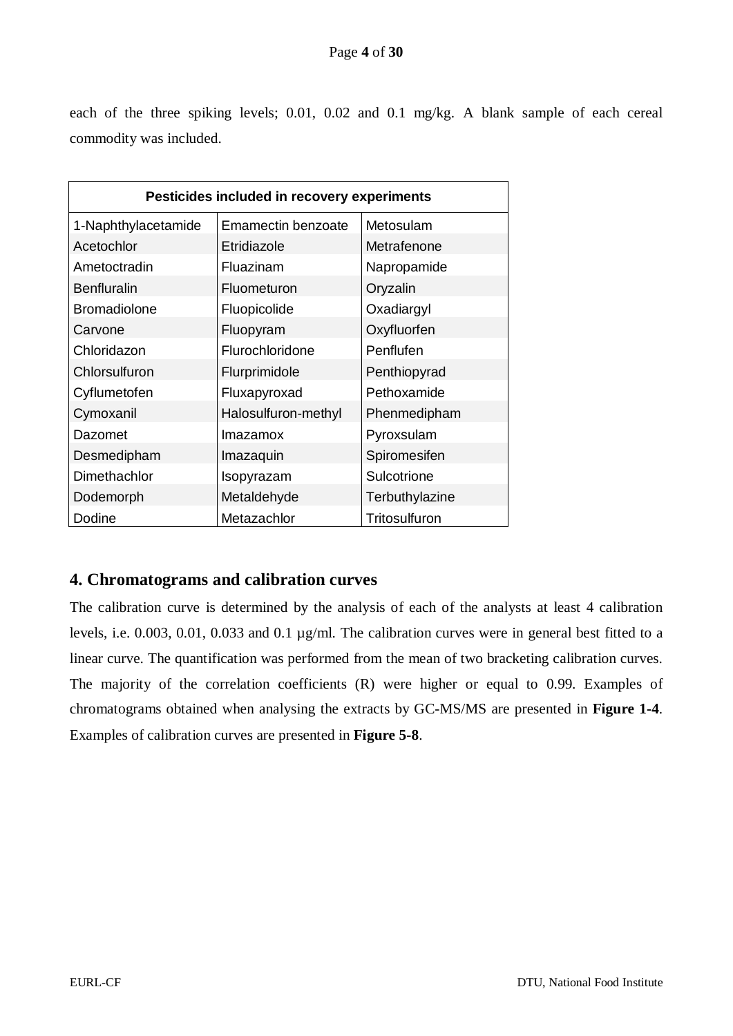each of the three spiking levels; 0.01, 0.02 and 0.1 mg/kg. A blank sample of each cereal commodity was included.

| Pesticides included in recovery experiments | | |
|---|---|---|
| 1-Naphthylacetamide | Emamectin benzoate | Metosulam |
| Acetochlor | Etridiazole | Metrafenone |
| Ametoctradin | Fluazinam | Napropamide |
| Benfluralin | Fluometuron | Oryzalin |
| Bromadiolone | Fluopicolide | Oxadiargyl |
| Carvone | Fluopyram | Oxyfluorfen |
| Chloridazon | Flurochloridone | Penflufen |
| Chlorsulfuron | Flurprimidole | Penthiopyrad |
| Cyflumetofen | Fluxapyroxad | Pethoxamide |
| Cymoxanil | Halosulfuron-methyl | Phenmedipham |
| Dazomet | Imazamox | Pyroxsulam |
| Desmedipham | Imazaquin | Spiromesifen |
| Dimethachlor | Isopyrazam | Sulcotrione |
| Dodemorph | Metaldehyde | Terbuthylazine |
| Dodine | Metazachlor | Tritosulfuron |

## 4. Chromatograms and calibration curves

The calibration curve is determined by the analysis of each of the analysts at least 4 calibration levels, i.e. 0.003, 0.01, 0.033 and 0.1 µg/ml. The calibration curves were in general best fitted to a linear curve. The quantification was performed from the mean of two bracketing calibration curves. The majority of the correlation coefficients (R) were higher or equal to 0.99. Examples of chromatograms obtained when analysing the extracts by GC-MS/MS are presented in **Figure 1-4**. Examples of calibration curves are presented in **Figure 5-8**.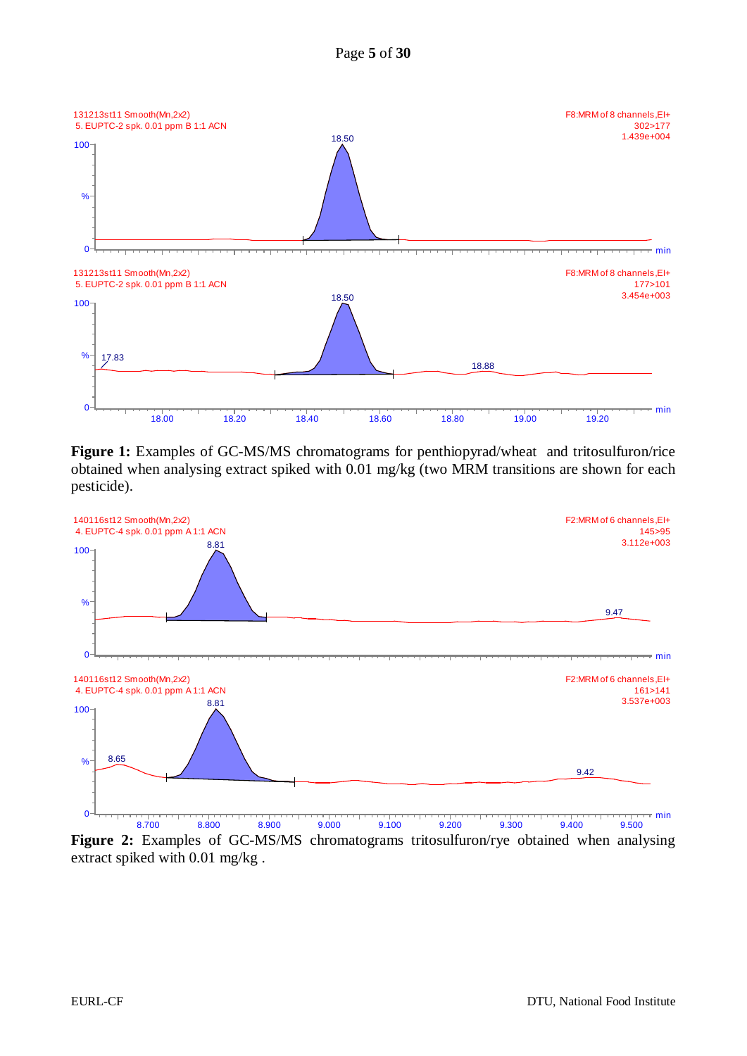**Figure 1:** Examples of GC-MS/MS chromatograms for penthiopyrad/wheat and tritosulfuron/rice obtained when analysing extract spiked with 0.01 mg/kg (two MRM transitions are shown for each pesticide).

**Figure 2:** Examples of GC-MS/MS chromatograms tritosulfuron/rye obtained when analysing extract spiked with 0.01 mg/kg .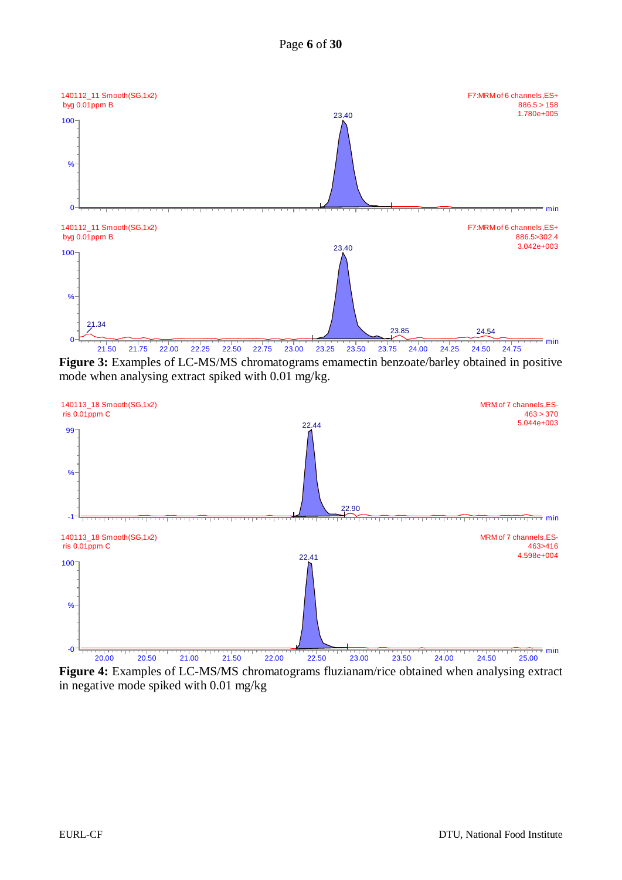Figure 3: Examples of LC-MS/MS chromatograms emamectin benzoate/barley obtained in positive mode when analysing extract spiked with 0.01 mg/kg.

Figure 4: Examples of LC-MS/MS chromatograms fluzianam/rice obtained when analysing extract in negative mode spiked with 0.01 mg/kg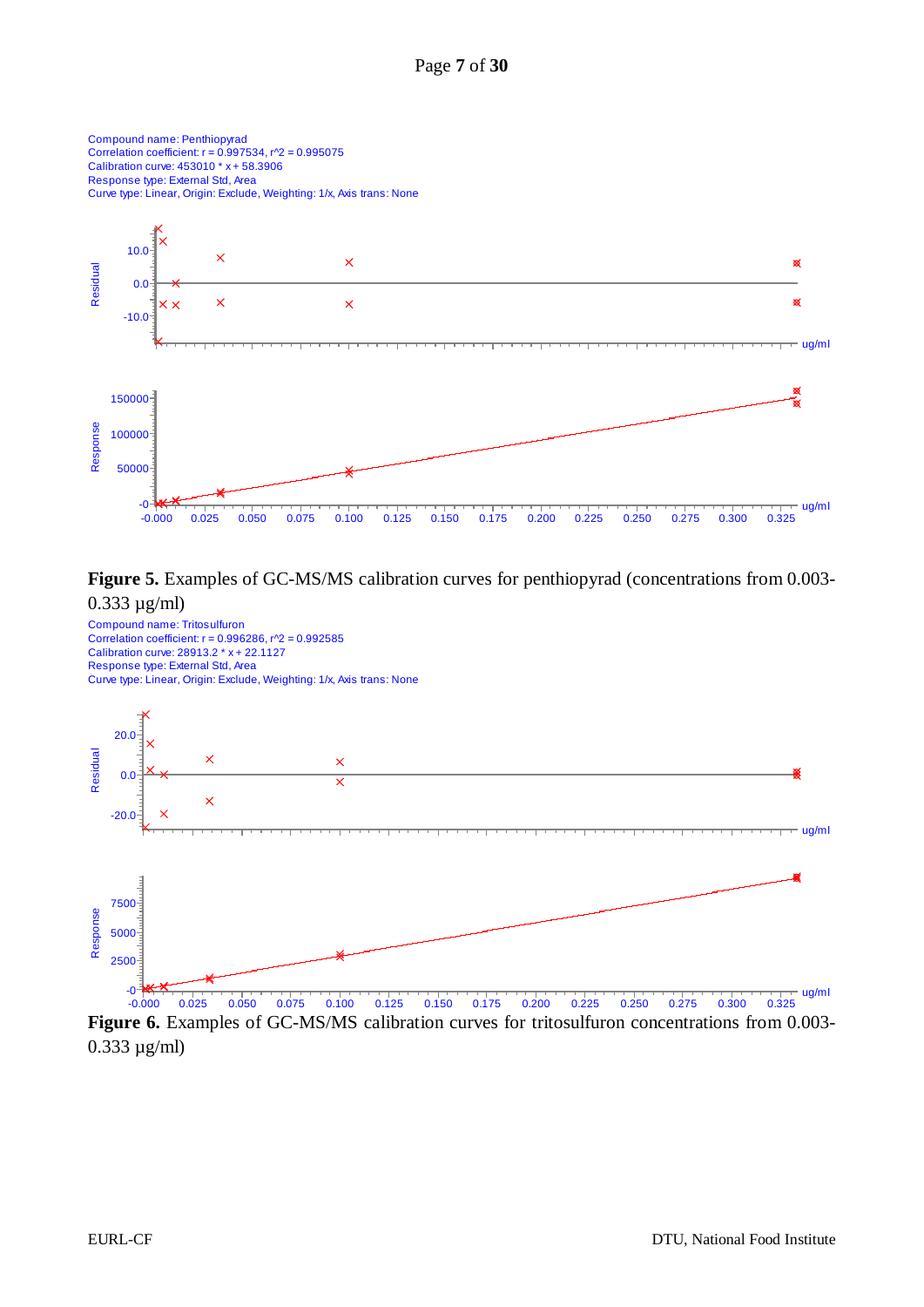Compound name: Penthiopyrad
Correlation coefficient: r = 0.997534, r^2 = 0.995075
Calibration curve: 453010 * x + 58.3906
Response type: External Std, Area
Curve type: Linear, Origin: Exclude, Weighting: 1/x, Axis trans: None

**Figure 5.** Examples of GC-MS/MS calibration curves for penthiopyrad (concentrations from 0.003-0.333 µg/ml)

Compound name: Tritosulfuron
Correlation coefficient: r = 0.996286, r^2 = 0.992585
Calibration curve: 28913.2 * x + 22.1127
Response type: External Std, Area
Curve type: Linear, Origin: Exclude, Weighting: 1/x, Axis trans: None

**Figure 6.** Examples of GC-MS/MS calibration curves for tritosulfuron concentrations from 0.003-0.333 µg/ml)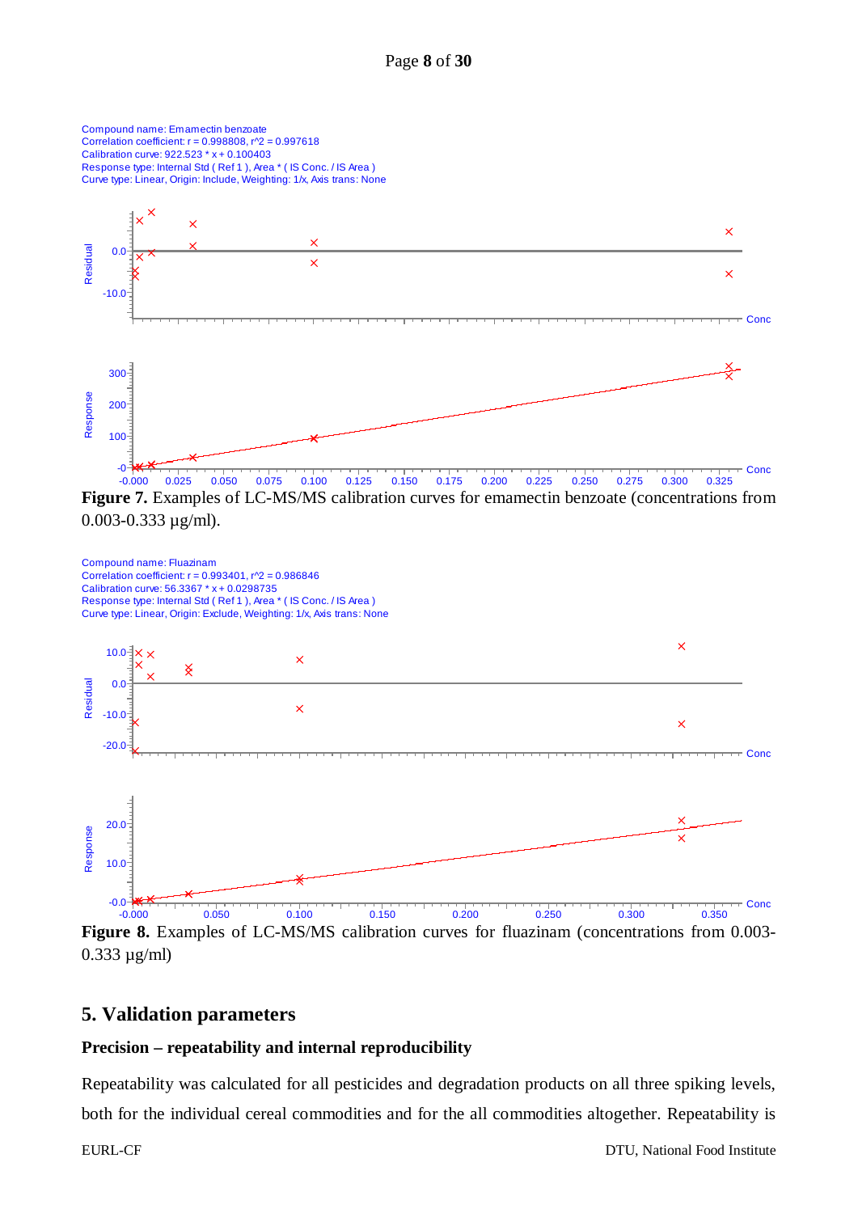Compound name: Emamectin benzoate
Correlation coefficient: r = 0.998808, r^2 = 0.997618
Calibration curve: 922.523 * x + 0.100403
Response type: Internal Std ( Ref 1 ), Area * ( IS Conc. / IS Area )
Curve type: Linear, Origin: Include, Weighting: 1/x, Axis trans: None

**Figure 7.** Examples of LC-MS/MS calibration curves for emamectin benzoate (concentrations from 0.003-0.333 µg/ml).

Compound name: Fluazinam
Correlation coefficient: r = 0.993401, r^2 = 0.986846
Calibration curve: 56.3367 * x + 0.0298735
Response type: Internal Std ( Ref 1 ), Area * ( IS Conc. / IS Area )
Curve type: Linear, Origin: Exclude, Weighting: 1/x, Axis trans: None

**Figure 8.** Examples of LC-MS/MS calibration curves for fluazinam (concentrations from 0.003-0.333 µg/ml)

## 5. Validation parameters

### Precision – repeatability and internal reproducibility

Repeatability was calculated for all pesticides and degradation products on all three spiking levels, both for the individual cereal commodities and for the all commodities altogether. Repeatability is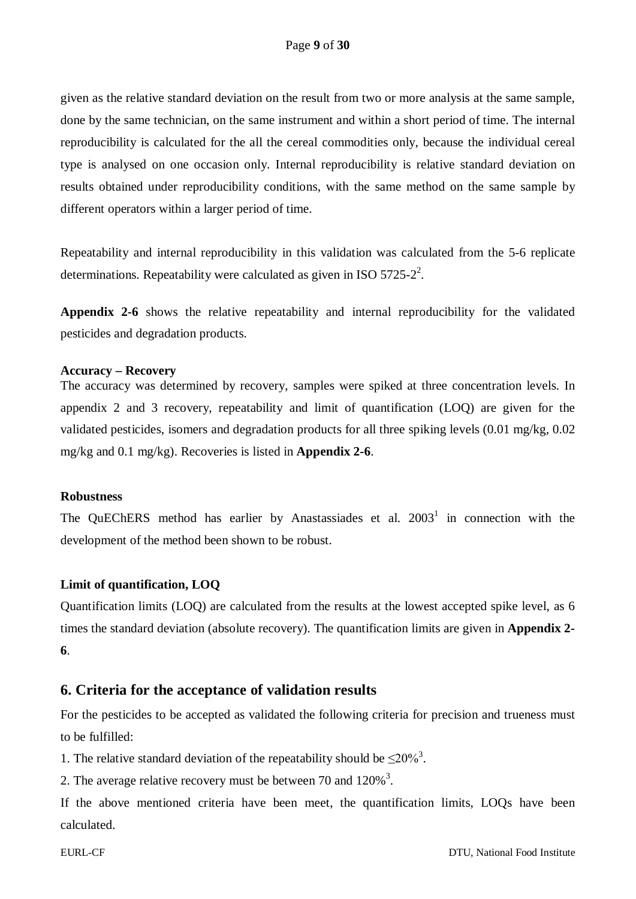given as the relative standard deviation on the result from two or more analysis at the same sample, done by the same technician, on the same instrument and within a short period of time. The internal reproducibility is calculated for the all the cereal commodities only, because the individual cereal type is analysed on one occasion only. Internal reproducibility is relative standard deviation on results obtained under reproducibility conditions, with the same method on the same sample by different operators within a larger period of time.

Repeatability and internal reproducibility in this validation was calculated from the 5-6 replicate determinations. Repeatability were calculated as given in ISO 5725-2[2].

**Appendix 2-6** shows the relative repeatability and internal reproducibility for the validated pesticides and degradation products.

**Accuracy – Recovery**

The accuracy was determined by recovery, samples were spiked at three concentration levels. In appendix 2 and 3 recovery, repeatability and limit of quantification (LOQ) are given for the validated pesticides, isomers and degradation products for all three spiking levels (0.01 mg/kg, 0.02 mg/kg and 0.1 mg/kg). Recoveries is listed in **Appendix 2-6**.

**Robustness**

The QuEChERS method has earlier by Anastassiades et al. 2003[1] in connection with the development of the method been shown to be robust.

**Limit of quantification, LOQ**

Quantification limits (LOQ) are calculated from the results at the lowest accepted spike level, as 6 times the standard deviation (absolute recovery). The quantification limits are given in **Appendix 2-6**.

## 6. Criteria for the acceptance of validation results

For the pesticides to be accepted as validated the following criteria for precision and trueness must to be fulfilled:

1. The relative standard deviation of the repeatability should be $\leq$20%[3].
2. The average relative recovery must be between 70 and 120%[3].

If the above mentioned criteria have been meet, the quantification limits, LOQs have been calculated.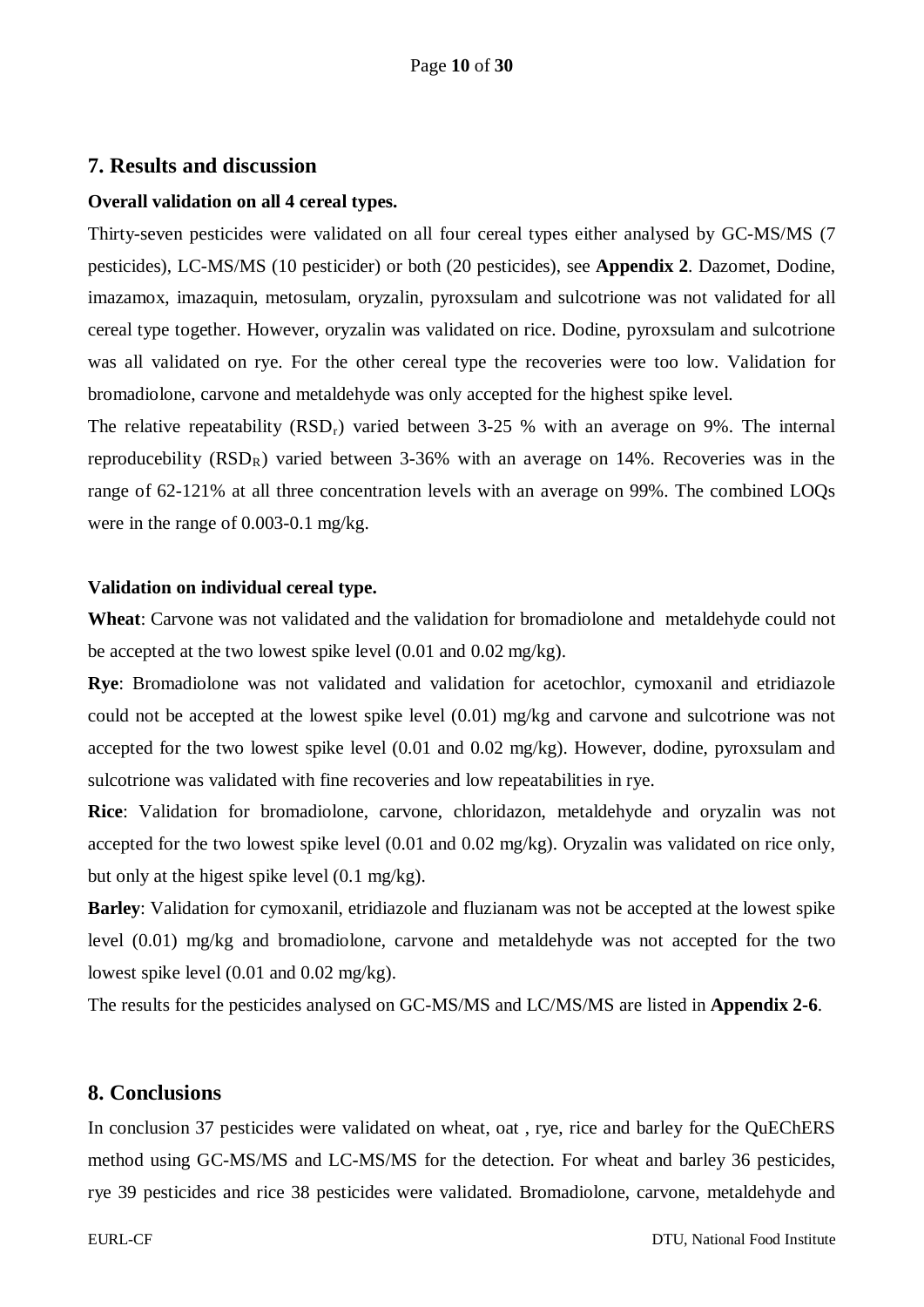## 7. Results and discussion

**Overall validation on all 4 cereal types.**

Thirty-seven pesticides were validated on all four cereal types either analysed by GC-MS/MS (7 pesticides), LC-MS/MS (10 pesticider) or both (20 pesticides), see **Appendix 2**. Dazomet, Dodine, imazamox, imazaquin, metosulam, oryzalin, pyroxsulam and sulcotrione was not validated for all cereal type together. However, oryzalin was validated on rice. Dodine, pyroxsulam and sulcotrione was all validated on rye. For the other cereal type the recoveries were too low. Validation for bromadiolone, carvone and metaldehyde was only accepted for the highest spike level.

The relative repeatability ($RSD_r$) varied between 3-25 % with an average on 9%. The internal reproducebility ($RSD_R$) varied between 3-36% with an average on 14%. Recoveries was in the range of 62-121% at all three concentration levels with an average on 99%. The combined LOQs were in the range of 0.003-0.1 mg/kg.

**Validation on individual cereal type.**

**Wheat**: Carvone was not validated and the validation for bromadiolone and metaldehyde could not be accepted at the two lowest spike level (0.01 and 0.02 mg/kg).

**Rye**: Bromadiolone was not validated and validation for acetochlor, cymoxanil and etridiazole could not be accepted at the lowest spike level (0.01) mg/kg and carvone and sulcotrione was not accepted for the two lowest spike level (0.01 and 0.02 mg/kg). However, dodine, pyroxsulam and sulcotrione was validated with fine recoveries and low repeatabilities in rye.

**Rice**: Validation for bromadiolone, carvone, chloridazon, metaldehyde and oryzalin was not accepted for the two lowest spike level (0.01 and 0.02 mg/kg). Oryzalin was validated on rice only, but only at the higest spike level (0.1 mg/kg).

**Barley**: Validation for cymoxanil, etridiazole and fluzianam was not be accepted at the lowest spike level (0.01) mg/kg and bromadiolone, carvone and metaldehyde was not accepted for the two lowest spike level (0.01 and 0.02 mg/kg).

The results for the pesticides analysed on GC-MS/MS and LC/MS/MS are listed in **Appendix 2-6**.

## 8. Conclusions

In conclusion 37 pesticides were validated on wheat, oat , rye, rice and barley for the QuEChERS method using GC-MS/MS and LC-MS/MS for the detection. For wheat and barley 36 pesticides, rye 39 pesticides and rice 38 pesticides were validated. Bromadiolone, carvone, metaldehyde and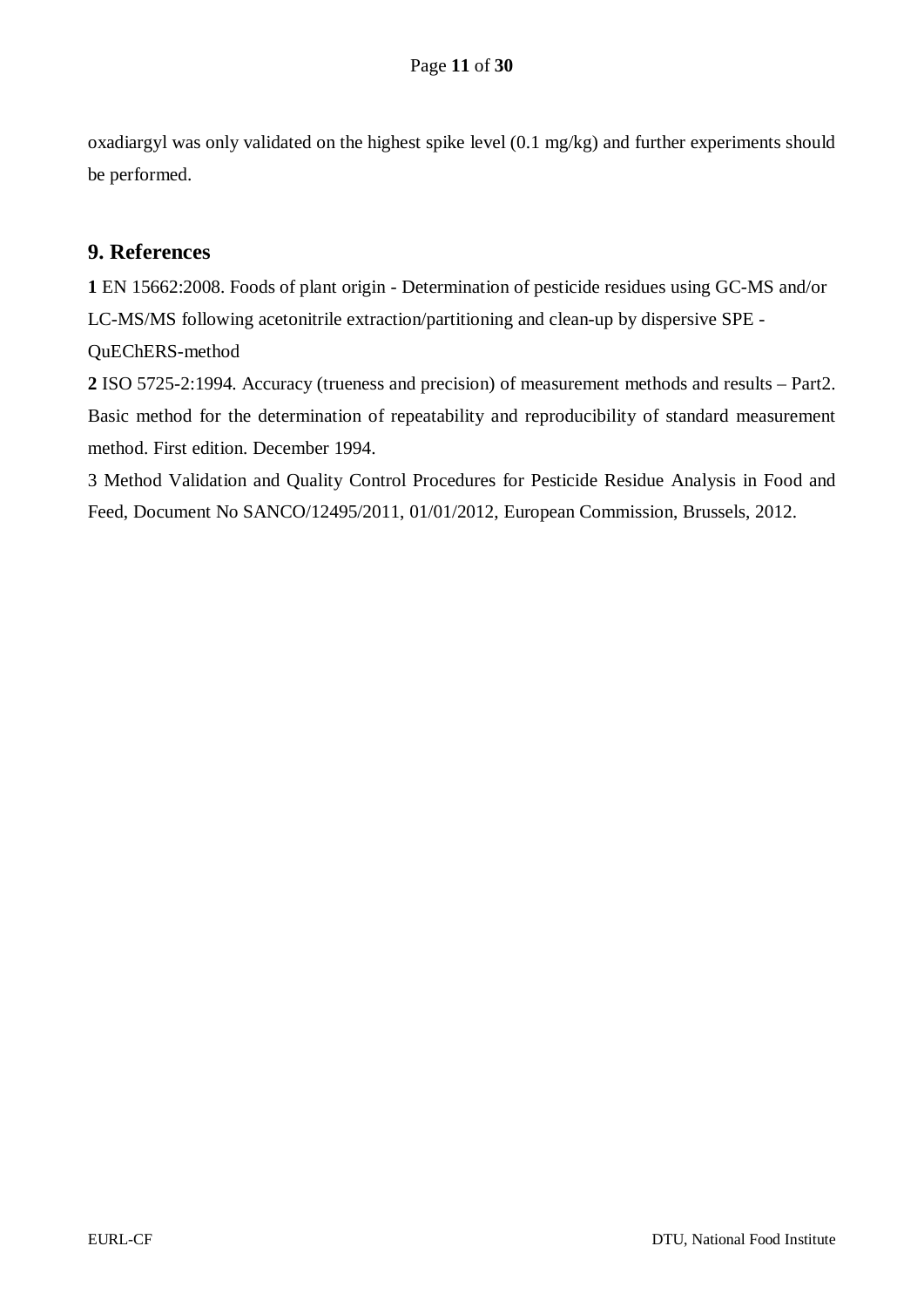oxadiargyl was only validated on the highest spike level (0.1 mg/kg) and further experiments should be performed.

## 9. References

**1** EN 15662:2008. Foods of plant origin - Determination of pesticide residues using GC-MS and/or LC-MS/MS following acetonitrile extraction/partitioning and clean-up by dispersive SPE - QuEChERS-method

**2** ISO 5725-2:1994. Accuracy (trueness and precision) of measurement methods and results – Part2. Basic method for the determination of repeatability and reproducibility of standard measurement method. First edition. December 1994.

3 Method Validation and Quality Control Procedures for Pesticide Residue Analysis in Food and Feed, Document No SANCO/12495/2011, 01/01/2012, European Commission, Brussels, 2012.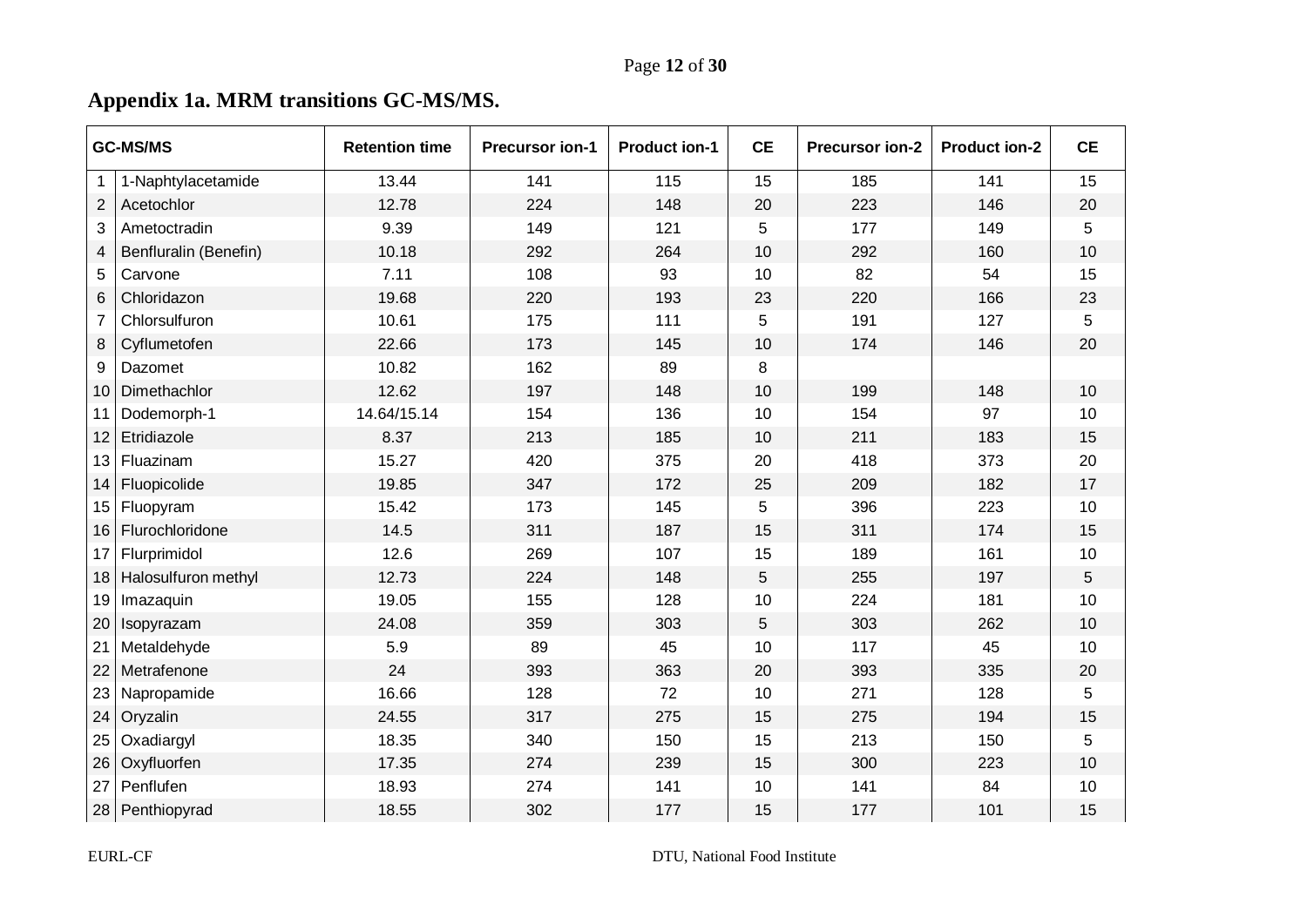## Appendix 1a. MRM transitions GC-MS/MS.

| GC-MS/MS | | Retention time | Precursor ion-1 | Product ion-1 | CE | Precursor ion-2 | Product ion-2 | CE |
|---|---|---|---|---|---|---|---|---|
| 1 | 1-Naphtylacetamide | 13.44 | 141 | 115 | 15 | 185 | 141 | 15 |
| 2 | Acetochlor | 12.78 | 224 | 148 | 20 | 223 | 146 | 20 |
| 3 | Ametoctradin | 9.39 | 149 | 121 | 5 | 177 | 149 | 5 |
| 4 | Benfluralin (Benefin) | 10.18 | 292 | 264 | 10 | 292 | 160 | 10 |
| 5 | Carvone | 7.11 | 108 | 93 | 10 | 82 | 54 | 15 |
| 6 | Chloridazon | 19.68 | 220 | 193 | 23 | 220 | 166 | 23 |
| 7 | Chlorsulfuron | 10.61 | 175 | 111 | 5 | 191 | 127 | 5 |
| 8 | Cyflumetofen | 22.66 | 173 | 145 | 10 | 174 | 146 | 20 |
| 9 | Dazomet | 10.82 | 162 | 89 | 8 | | | |
| 10 | Dimethachlor | 12.62 | 197 | 148 | 10 | 199 | 148 | 10 |
| 11 | Dodemorph-1 | 14.64/15.14 | 154 | 136 | 10 | 154 | 97 | 10 |
| 12 | Etridiazole | 8.37 | 213 | 185 | 10 | 211 | 183 | 15 |
| 13 | Fluazinam | 15.27 | 420 | 375 | 20 | 418 | 373 | 20 |
| 14 | Fluopicolide | 19.85 | 347 | 172 | 25 | 209 | 182 | 17 |
| 15 | Fluopyram | 15.42 | 173 | 145 | 5 | 396 | 223 | 10 |
| 16 | Flurochloridone | 14.5 | 311 | 187 | 15 | 311 | 174 | 15 |
| 17 | Flurprimidol | 12.6 | 269 | 107 | 15 | 189 | 161 | 10 |
| 18 | Halosulfuron methyl | 12.73 | 224 | 148 | 5 | 255 | 197 | 5 |
| 19 | Imazaquin | 19.05 | 155 | 128 | 10 | 224 | 181 | 10 |
| 20 | Isopyrazam | 24.08 | 359 | 303 | 5 | 303 | 262 | 10 |
| 21 | Metaldehyde | 5.9 | 89 | 45 | 10 | 117 | 45 | 10 |
| 22 | Metrafenone | 24 | 393 | 363 | 20 | 393 | 335 | 20 |
| 23 | Napropamide | 16.66 | 128 | 72 | 10 | 271 | 128 | 5 |
| 24 | Oryzalin | 24.55 | 317 | 275 | 15 | 275 | 194 | 15 |
| 25 | Oxadiargyl | 18.35 | 340 | 150 | 15 | 213 | 150 | 5 |
| 26 | Oxyfluorfen | 17.35 | 274 | 239 | 15 | 300 | 223 | 10 |
| 27 | Penflufen | 18.93 | 274 | 141 | 10 | 141 | 84 | 10 |
| 28 | Penthiopyrad | 18.55 | 302 | 177 | 15 | 177 | 101 | 15 |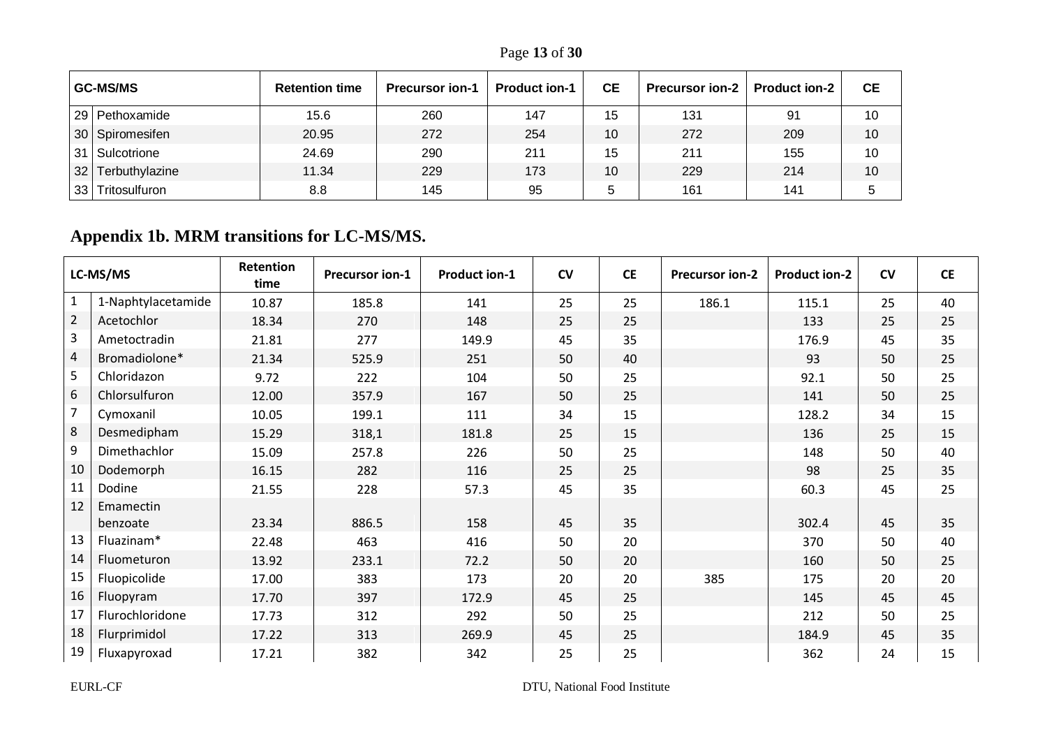| | GC-MS/MS | Retention time | Precursor ion-1 | Product ion-1 | CE | Precursor ion-2 | Product ion-2 | CE |
|---|---|---|---|---|---|---|---|---|
| 29 | Pethoxamide | 15.6 | 260 | 147 | 15 | 131 | 91 | 10 |
| 30 | Spiromesifen | 20.95 | 272 | 254 | 10 | 272 | 209 | 10 |
| 31 | Sulcotrione | 24.69 | 290 | 211 | 15 | 211 | 155 | 10 |
| 32 | Terbuthylazine | 11.34 | 229 | 173 | 10 | 229 | 214 | 10 |
| 33 | Tritosulfuron | 8.8 | 145 | 95 | 5 | 161 | 141 | 5 |

## Appendix 1b. MRM transitions for LC-MS/MS.

| | LC-MS/MS | Retention time | Precursor ion-1 | Product ion-1 | CV | CE | Precursor ion-2 | Product ion-2 | CV | CE |
|---|---|---|---|---|---|---|---|---|---|---|
| 1 | 1-Naphtylacetamide | 10.87 | 185.8 | 141 | 25 | 25 | 186.1 | 115.1 | 25 | 40 |
| 2 | Acetochlor | 18.34 | 270 | 148 | 25 | 25 | | 133 | 25 | 25 |
| 3 | Ametoctradin | 21.81 | 277 | 149.9 | 45 | 35 | | 176.9 | 45 | 35 |
| 4 | Bromadiolone* | 21.34 | 525.9 | 251 | 50 | 40 | | 93 | 50 | 25 |
| 5 | Chloridazon | 9.72 | 222 | 104 | 50 | 25 | | 92.1 | 50 | 25 |
| 6 | Chlorsulfuron | 12.00 | 357.9 | 167 | 50 | 25 | | 141 | 50 | 25 |
| 7 | Cymoxanil | 10.05 | 199.1 | 111 | 34 | 15 | | 128.2 | 34 | 15 |
| 8 | Desmedipham | 15.29 | 318,1 | 181.8 | 25 | 15 | | 136 | 25 | 15 |
| 9 | Dimethachlor | 15.09 | 257.8 | 226 | 50 | 25 | | 148 | 50 | 40 |
| 10 | Dodemorph | 16.15 | 282 | 116 | 25 | 25 | | 98 | 25 | 35 |
| 11 | Dodine | 21.55 | 228 | 57.3 | 45 | 35 | | 60.3 | 45 | 25 |
| 12 | Emamectin benzoate | 23.34 | 886.5 | 158 | 45 | 35 | | 302.4 | 45 | 35 |
| 13 | Fluazinam* | 22.48 | 463 | 416 | 50 | 20 | | 370 | 50 | 40 |
| 14 | Fluometuron | 13.92 | 233.1 | 72.2 | 50 | 20 | | 160 | 50 | 25 |
| 15 | Fluopicolide | 17.00 | 383 | 173 | 20 | 20 | 385 | 175 | 20 | 20 |
| 16 | Fluopyram | 17.70 | 397 | 172.9 | 45 | 25 | | 145 | 45 | 45 |
| 17 | Flurochloridone | 17.73 | 312 | 292 | 50 | 25 | | 212 | 50 | 25 |
| 18 | Flurprimidol | 17.22 | 313 | 269.9 | 45 | 25 | | 184.9 | 45 | 35 |
| 19 | Fluxapyroxad | 17.21 | 382 | 342 | 25 | 25 | | 362 | 24 | 15 |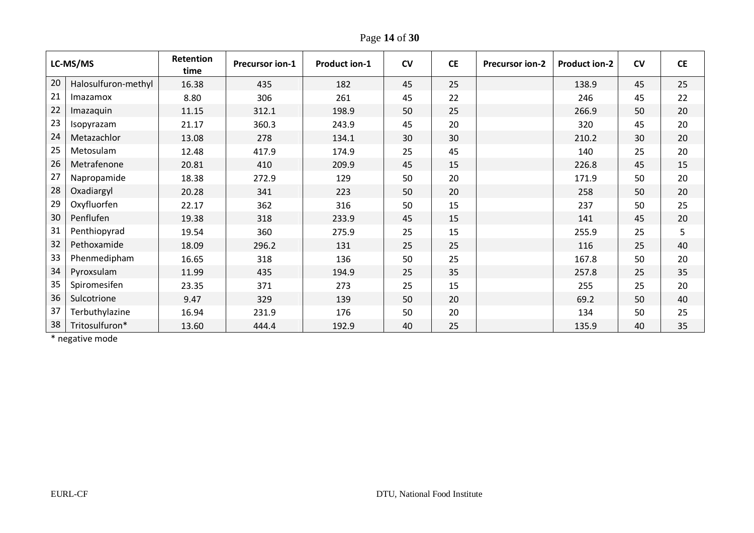| LC-MS/MS | | Retention time | Precursor ion-1 | Product ion-1 | CV | CE | Precursor ion-2 | Product ion-2 | CV | CE |
|---|---|---|---|---|---|---|---|---|---|---|
| 20 | Halosulfuron-methyl | 16.38 | 435 | 182 | 45 | 25 | | 138.9 | 45 | 25 |
| 21 | Imazamox | 8.80 | 306 | 261 | 45 | 22 | | 246 | 45 | 22 |
| 22 | Imazaquin | 11.15 | 312.1 | 198.9 | 50 | 25 | | 266.9 | 50 | 20 |
| 23 | Isopyrazam | 21.17 | 360.3 | 243.9 | 45 | 20 | | 320 | 45 | 20 |
| 24 | Metazachlor | 13.08 | 278 | 134.1 | 30 | 30 | | 210.2 | 30 | 20 |
| 25 | Metosulam | 12.48 | 417.9 | 174.9 | 25 | 45 | | 140 | 25 | 20 |
| 26 | Metrafenone | 20.81 | 410 | 209.9 | 45 | 15 | | 226.8 | 45 | 15 |
| 27 | Napropamide | 18.38 | 272.9 | 129 | 50 | 20 | | 171.9 | 50 | 20 |
| 28 | Oxadiargyl | 20.28 | 341 | 223 | 50 | 20 | | 258 | 50 | 20 |
| 29 | Oxyfluorfen | 22.17 | 362 | 316 | 50 | 15 | | 237 | 50 | 25 |
| 30 | Penflufen | 19.38 | 318 | 233.9 | 45 | 15 | | 141 | 45 | 20 |
| 31 | Penthiopyrad | 19.54 | 360 | 275.9 | 25 | 15 | | 255.9 | 25 | 5 |
| 32 | Pethoxamide | 18.09 | 296.2 | 131 | 25 | 25 | | 116 | 25 | 40 |
| 33 | Phenmedipham | 16.65 | 318 | 136 | 50 | 25 | | 167.8 | 50 | 20 |
| 34 | Pyroxsulam | 11.99 | 435 | 194.9 | 25 | 35 | | 257.8 | 25 | 35 |
| 35 | Spiromesifen | 23.35 | 371 | 273 | 25 | 15 | | 255 | 25 | 20 |
| 36 | Sulcotrione | 9.47 | 329 | 139 | 50 | 20 | | 69.2 | 50 | 40 |
| 37 | Terbuthylazine | 16.94 | 231.9 | 176 | 50 | 20 | | 134 | 50 | 25 |
| 38 | Tritosulfuron* | 13.60 | 444.4 | 192.9 | 40 | 25 | | 135.9 | 40 | 35 |

* negative mode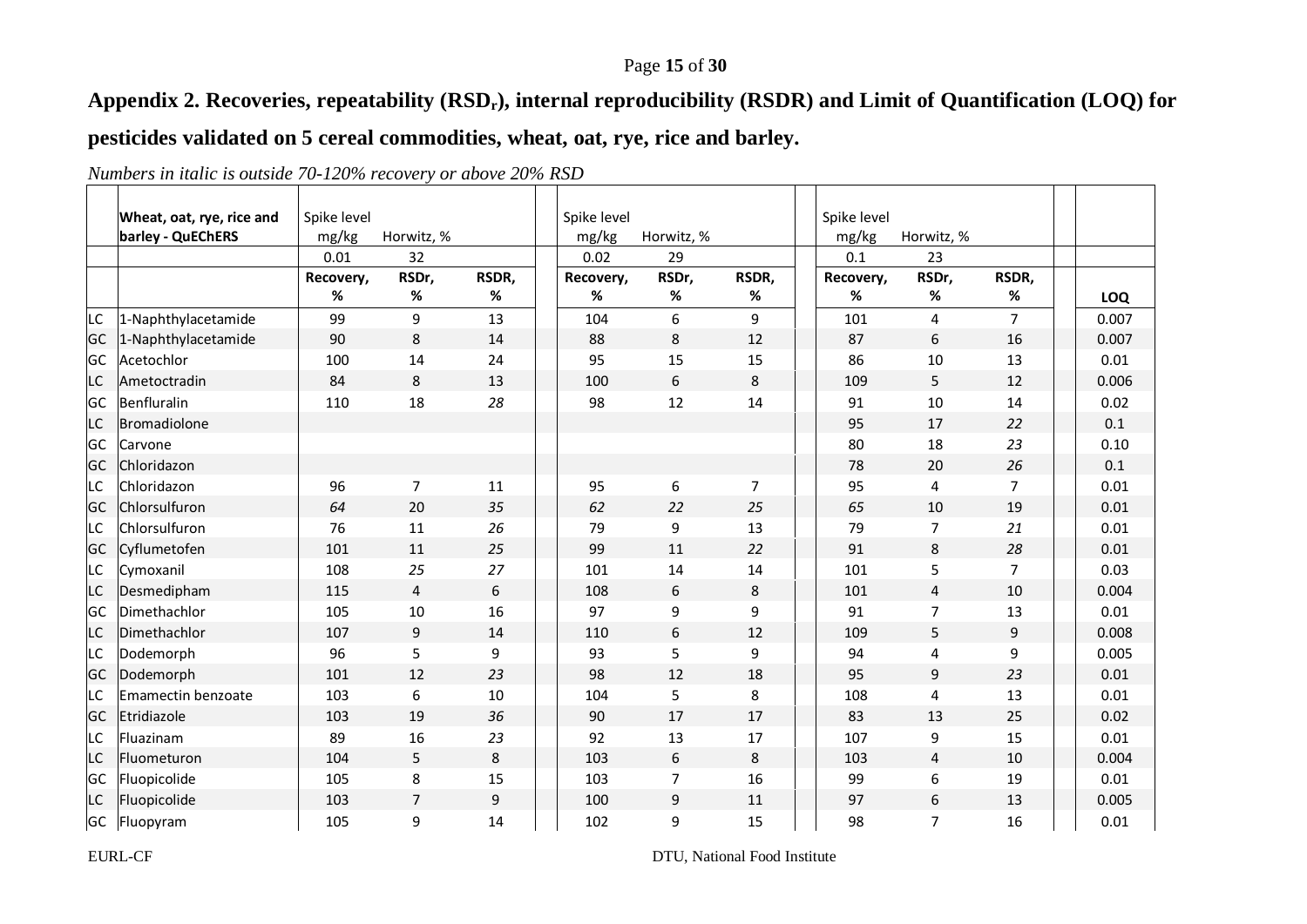## Appendix 2. Recoveries, repeatability ($RSD_r$), internal reproducibility (RSDR) and Limit of Quantification (LOQ) for pesticides validated on 5 cereal commodities, wheat, oat, rye, rice and barley.

*Numbers in italic is outside 70-120% recovery or above 20% RSD*

| | Wheat, oat, rye, rice and barley - QuEChERS | Spike level mg/kg | Horwitz, % | | Spike level mg/kg | Horwitz, % | | Spike level mg/kg | Horwitz, % | | |
|---|---|---|---|---|---|---|---|---|---|---|---|
| | | 0.01 | 32 | | 0.02 | 29 | | 0.1 | 23 | | |
| | | Recovery, % | RSDr, % | RSDR, % | Recovery, % | RSDr, % | RSDR, % | Recovery, % | RSDr, % | RSDR, % | LOQ |
| LC | 1-Naphthylacetamide | 99 | 9 | 13 | 104 | 6 | 9 | 101 | 4 | 7 | 0.007 |
| GC | 1-Naphthylacetamide | 90 | 8 | 14 | 88 | 8 | 12 | 87 | 6 | 16 | 0.007 |
| GC | Acetochlor | 100 | 14 | 24 | 95 | 15 | 15 | 86 | 10 | 13 | 0.01 |
| LC | Ametoctradin | 84 | 8 | 13 | 100 | 6 | 8 | 109 | 5 | 12 | 0.006 |
| GC | Benfluralin | 110 | 18 | *28* | 98 | 12 | 14 | 91 | 10 | 14 | 0.02 |
| LC | Bromadiolone | | | | | | | 95 | 17 | *22* | 0.1 |
| GC | Carvone | | | | | | | 80 | 18 | *23* | 0.10 |
| GC | Chloridazon | | | | | | | 78 | 20 | *26* | 0.1 |
| LC | Chloridazon | 96 | 7 | 11 | 95 | 6 | 7 | 95 | 4 | 7 | 0.01 |
| GC | Chlorsulfuron | *64* | 20 | *35* | *62* | *22* | *25* | *65* | 10 | 19 | 0.01 |
| LC | Chlorsulfuron | 76 | 11 | *26* | 79 | 9 | 13 | 79 | 7 | *21* | 0.01 |
| GC | Cyflumetofen | 101 | 11 | *25* | 99 | 11 | *22* | 91 | 8 | *28* | 0.01 |
| LC | Cymoxanil | 108 | *25* | *27* | 101 | 14 | 14 | 101 | 5 | 7 | 0.03 |
| LC | Desmedipham | 115 | 4 | 6 | 108 | 6 | 8 | 101 | 4 | 10 | 0.004 |
| GC | Dimethachlor | 105 | 10 | 16 | 97 | 9 | 9 | 91 | 7 | 13 | 0.01 |
| LC | Dimethachlor | 107 | 9 | 14 | 110 | 6 | 12 | 109 | 5 | 9 | 0.008 |
| LC | Dodemorph | 96 | 5 | 9 | 93 | 5 | 9 | 94 | 4 | 9 | 0.005 |
| GC | Dodemorph | 101 | 12 | *23* | 98 | 12 | 18 | 95 | 9 | *23* | 0.01 |
| LC | Emamectin benzoate | 103 | 6 | 10 | 104 | 5 | 8 | 108 | 4 | 13 | 0.01 |
| GC | Etridiazole | 103 | 19 | *36* | 90 | 17 | 17 | 83 | 13 | 25 | 0.02 |
| LC | Fluazinam | 89 | 16 | *23* | 92 | 13 | 17 | 107 | 9 | 15 | 0.01 |
| LC | Fluometuron | 104 | 5 | 8 | 103 | 6 | 8 | 103 | 4 | 10 | 0.004 |
| GC | Fluopicolide | 105 | 8 | 15 | 103 | 7 | 16 | 99 | 6 | 19 | 0.01 |
| LC | Fluopicolide | 103 | 7 | 9 | 100 | 9 | 11 | 97 | 6 | 13 | 0.005 |
| GC | Fluopyram | 105 | 9 | 14 | 102 | 9 | 15 | 98 | 7 | 16 | 0.01 |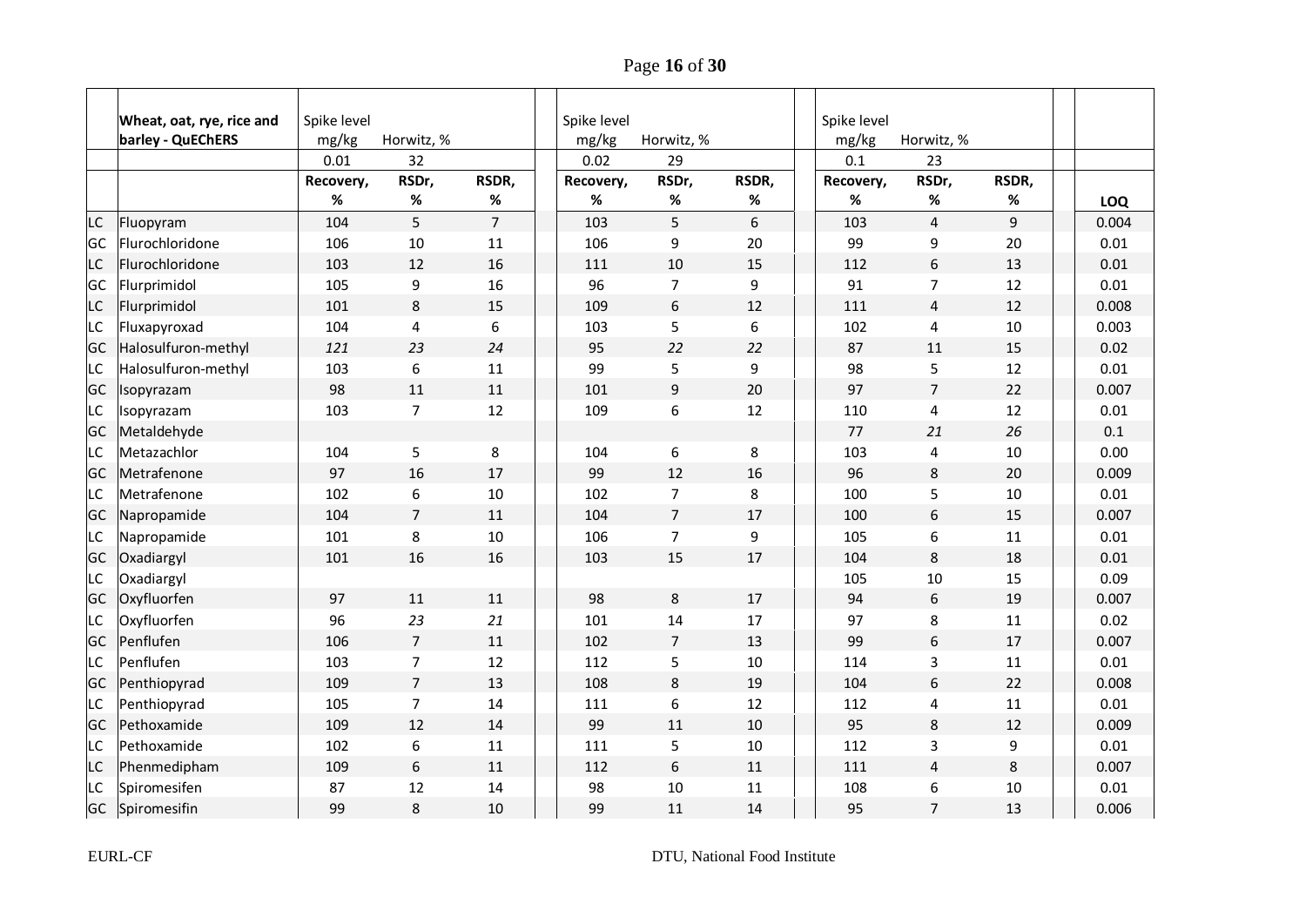| | Wheat, oat, rye, rice and barley - QuEChERS | Spike level mg/kg | Horwitz, % | | Spike level mg/kg | Horwitz, % | | Spike level mg/kg | Horwitz, % | | |
|---|---|---|---|---|---|---|---|---|---|---|---|
| | | 0.01 | 32 | | 0.02 | 29 | | 0.1 | 23 | | |
| | | Recovery, % | RSDr, % | RSDR, % | Recovery, % | RSDr, % | RSDR, % | Recovery, % | RSDr, % | RSDR, % | LOQ |
| LC | Fluopyram | 104 | 5 | 7 | 103 | 5 | 6 | 103 | 4 | 9 | 0.004 |
| GC | Flurochloridone | 106 | 10 | 11 | 106 | 9 | 20 | 99 | 9 | 20 | 0.01 |
| LC | Flurochloridone | 103 | 12 | 16 | 111 | 10 | 15 | 112 | 6 | 13 | 0.01 |
| GC | Flurprimidol | 105 | 9 | 16 | 96 | 7 | 9 | 91 | 7 | 12 | 0.01 |
| LC | Flurprimidol | 101 | 8 | 15 | 109 | 6 | 12 | 111 | 4 | 12 | 0.008 |
| LC | Fluxapyroxad | 104 | 4 | 6 | 103 | 5 | 6 | 102 | 4 | 10 | 0.003 |
| GC | Halosulfuron-methyl | *121* | *23* | *24* | 95 | *22* | *22* | 87 | 11 | 15 | 0.02 |
| LC | Halosulfuron-methyl | 103 | 6 | 11 | 99 | 5 | 9 | 98 | 5 | 12 | 0.01 |
| GC | Isopyrazam | 98 | 11 | 11 | 101 | 9 | 20 | 97 | 7 | 22 | 0.007 |
| LC | Isopyrazam | 103 | 7 | 12 | 109 | 6 | 12 | 110 | 4 | 12 | 0.01 |
| GC | Metaldehyde | | | | | | | 77 | *21* | *26* | 0.1 |
| LC | Metazachlor | 104 | 5 | 8 | 104 | 6 | 8 | 103 | 4 | 10 | 0.00 |
| GC | Metrafenone | 97 | 16 | 17 | 99 | 12 | 16 | 96 | 8 | 20 | 0.009 |
| LC | Metrafenone | 102 | 6 | 10 | 102 | 7 | 8 | 100 | 5 | 10 | 0.01 |
| GC | Napropamide | 104 | 7 | 11 | 104 | 7 | 17 | 100 | 6 | 15 | 0.007 |
| LC | Napropamide | 101 | 8 | 10 | 106 | 7 | 9 | 105 | 6 | 11 | 0.01 |
| GC | Oxadiargyl | 101 | 16 | 16 | 103 | 15 | 17 | 104 | 8 | 18 | 0.01 |
| LC | Oxadiargyl | | | | | | | 105 | 10 | 15 | 0.09 |
| GC | Oxyfluorfen | 97 | 11 | 11 | 98 | 8 | 17 | 94 | 6 | 19 | 0.007 |
| LC | Oxyfluorfen | 96 | *23* | *21* | 101 | 14 | 17 | 97 | 8 | 11 | 0.02 |
| GC | Penflufen | 106 | 7 | 11 | 102 | 7 | 13 | 99 | 6 | 17 | 0.007 |
| LC | Penflufen | 103 | 7 | 12 | 112 | 5 | 10 | 114 | 3 | 11 | 0.01 |
| GC | Penthiopyrad | 109 | 7 | 13 | 108 | 8 | 19 | 104 | 6 | 22 | 0.008 |
| LC | Penthiopyrad | 105 | 7 | 14 | 111 | 6 | 12 | 112 | 4 | 11 | 0.01 |
| GC | Pethoxamide | 109 | 12 | 14 | 99 | 11 | 10 | 95 | 8 | 12 | 0.009 |
| LC | Pethoxamide | 102 | 6 | 11 | 111 | 5 | 10 | 112 | 3 | 9 | 0.01 |
| LC | Phenmedipham | 109 | 6 | 11 | 112 | 6 | 11 | 111 | 4 | 8 | 0.007 |
| LC | Spiromesifen | 87 | 12 | 14 | 98 | 10 | 11 | 108 | 6 | 10 | 0.01 |
| GC | Spiromesifin | 99 | 8 | 10 | 99 | 11 | 14 | 95 | 7 | 13 | 0.006 |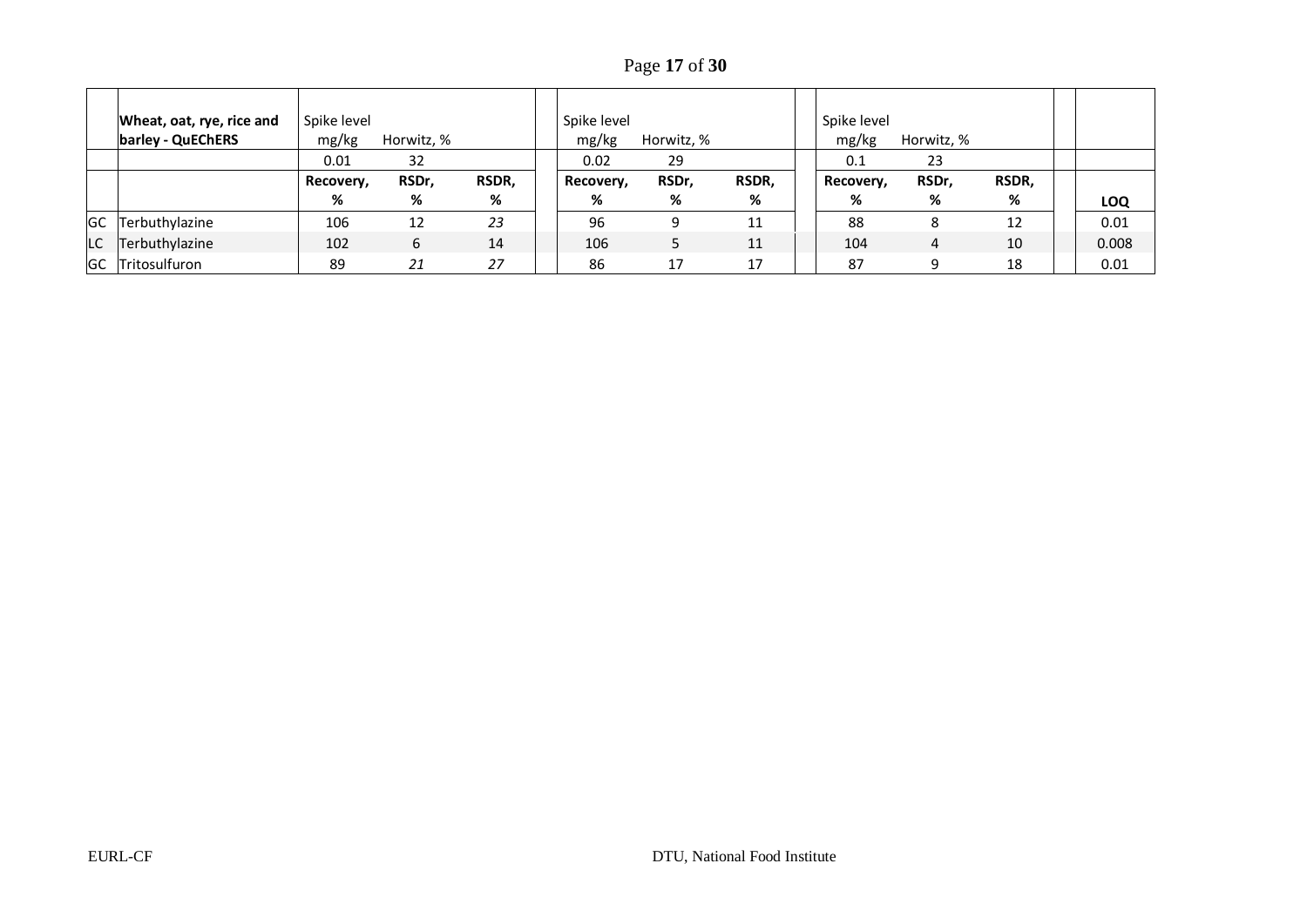| | Wheat, oat, rye, rice and barley - QuEChERS | Spike level mg/kg | Horwitz, % | | Spike level mg/kg | Horwitz, % | | Spike level mg/kg | Horwitz, % | | |
|---|---|---|---|---|---|---|---|---|---|---|---|
| | | 0.01 | 32 | | 0.02 | 29 | | 0.1 | 23 | | |
| | | **Recovery, %** | **RSDr, %** | **RSDR, %** | **Recovery, %** | **RSDr, %** | **RSDR, %** | **Recovery, %** | **RSDr, %** | **RSDR, %** | **LOQ** |
| GC | Terbuthylazine | 106 | 12 | *23* | 96 | 9 | 11 | 88 | 8 | 12 | 0.01 |
| LC | Terbuthylazine | 102 | 6 | 14 | 106 | 5 | 11 | 104 | 4 | 10 | 0.008 |
| GC | Tritosulfuron | 89 | *21* | *27* | 86 | 17 | 17 | 87 | 9 | 18 | 0.01 |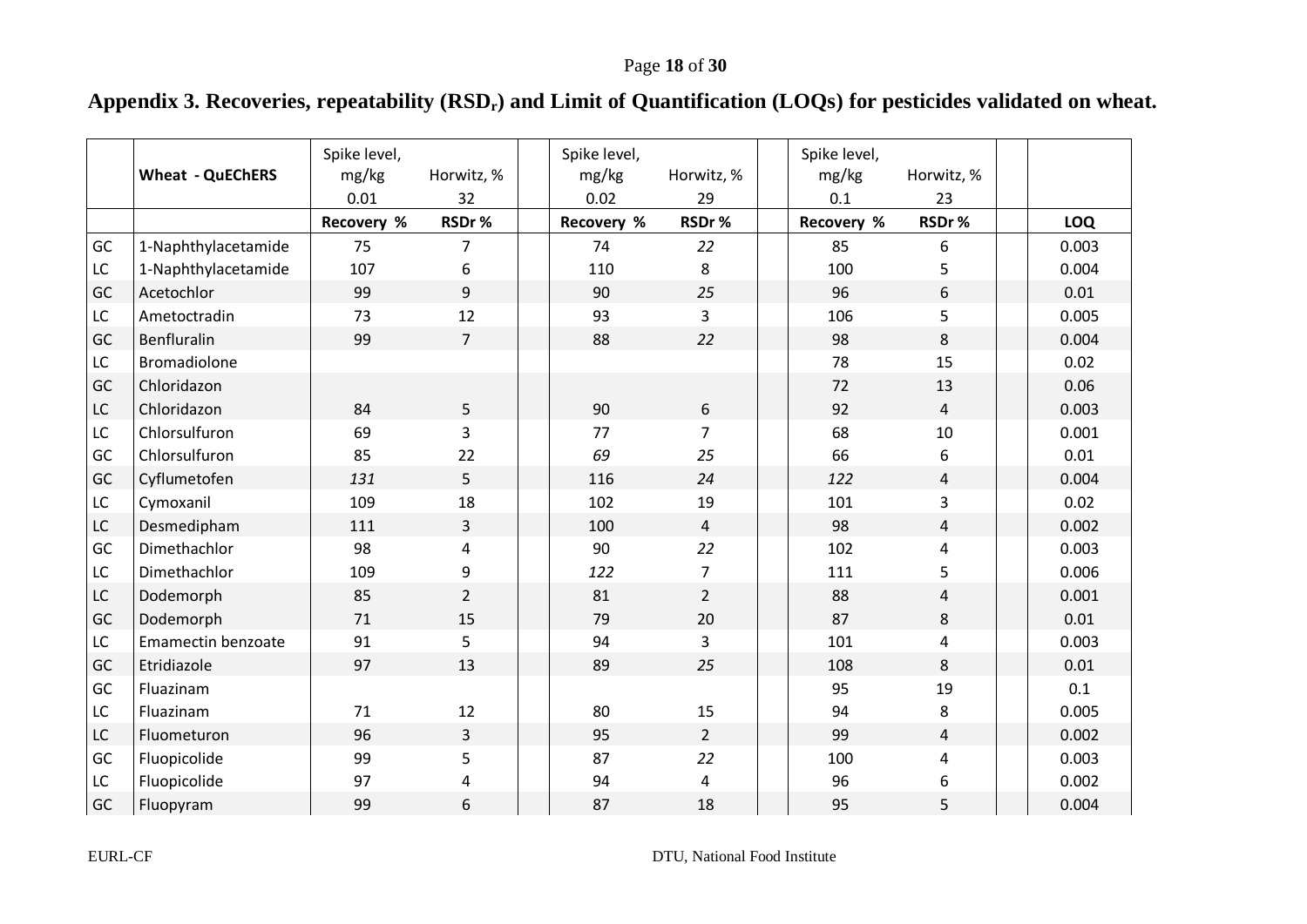## Appendix 3. Recoveries, repeatability ($RSD_r$) and Limit of Quantification (LOQs) for pesticides validated on wheat.

| | Wheat - QuEChERS | Spike level, mg/kg 0.01 | Horwitz, % 32 | Spike level, mg/kg 0.02 | Horwitz, % 29 | Spike level, mg/kg 0.1 | Horwitz, % 23 | |
|---|---|---|---|---|---|---|---|---|
| | | Recovery % | RSDr % | Recovery % | RSDr % | Recovery % | RSDr % | LOQ |
| GC | 1-Naphthylacetamide | 75 | 7 | 74 | *22* | 85 | 6 | 0.003 |
| LC | 1-Naphthylacetamide | 107 | 6 | 110 | 8 | 100 | 5 | 0.004 |
| GC | Acetochlor | 99 | 9 | 90 | *25* | 96 | 6 | 0.01 |
| LC | Ametoctradin | 73 | 12 | 93 | 3 | 106 | 5 | 0.005 |
| GC | Benfluralin | 99 | 7 | 88 | *22* | 98 | 8 | 0.004 |
| LC | Bromadiolone | | | | | 78 | 15 | 0.02 |
| GC | Chloridazon | | | | | 72 | 13 | 0.06 |
| LC | Chloridazon | 84 | 5 | 90 | 6 | 92 | 4 | 0.003 |
| LC | Chlorsulfuron | 69 | 3 | 77 | 7 | 68 | 10 | 0.001 |
| GC | Chlorsulfuron | 85 | 22 | *69* | *25* | 66 | 6 | 0.01 |
| GC | Cyflumetofen | *131* | 5 | 116 | *24* | *122* | 4 | 0.004 |
| LC | Cymoxanil | 109 | 18 | 102 | 19 | 101 | 3 | 0.02 |
| LC | Desmedipham | 111 | 3 | 100 | 4 | 98 | 4 | 0.002 |
| GC | Dimethachlor | 98 | 4 | 90 | *22* | 102 | 4 | 0.003 |
| LC | Dimethachlor | 109 | 9 | *122* | 7 | 111 | 5 | 0.006 |
| LC | Dodemorph | 85 | 2 | 81 | 2 | 88 | 4 | 0.001 |
| GC | Dodemorph | 71 | 15 | 79 | 20 | 87 | 8 | 0.01 |
| LC | Emamectin benzoate | 91 | 5 | 94 | 3 | 101 | 4 | 0.003 |
| GC | Etridiazole | 97 | 13 | 89 | *25* | 108 | 8 | 0.01 |
| GC | Fluazinam | | | | | 95 | 19 | 0.1 |
| LC | Fluazinam | 71 | 12 | 80 | 15 | 94 | 8 | 0.005 |
| LC | Fluometuron | 96 | 3 | 95 | 2 | 99 | 4 | 0.002 |
| GC | Fluopicolide | 99 | 5 | 87 | *22* | 100 | 4 | 0.003 |
| LC | Fluopicolide | 97 | 4 | 94 | 4 | 96 | 6 | 0.002 |
| GC | Fluopyram | 99 | 6 | 87 | 18 | 95 | 5 | 0.004 |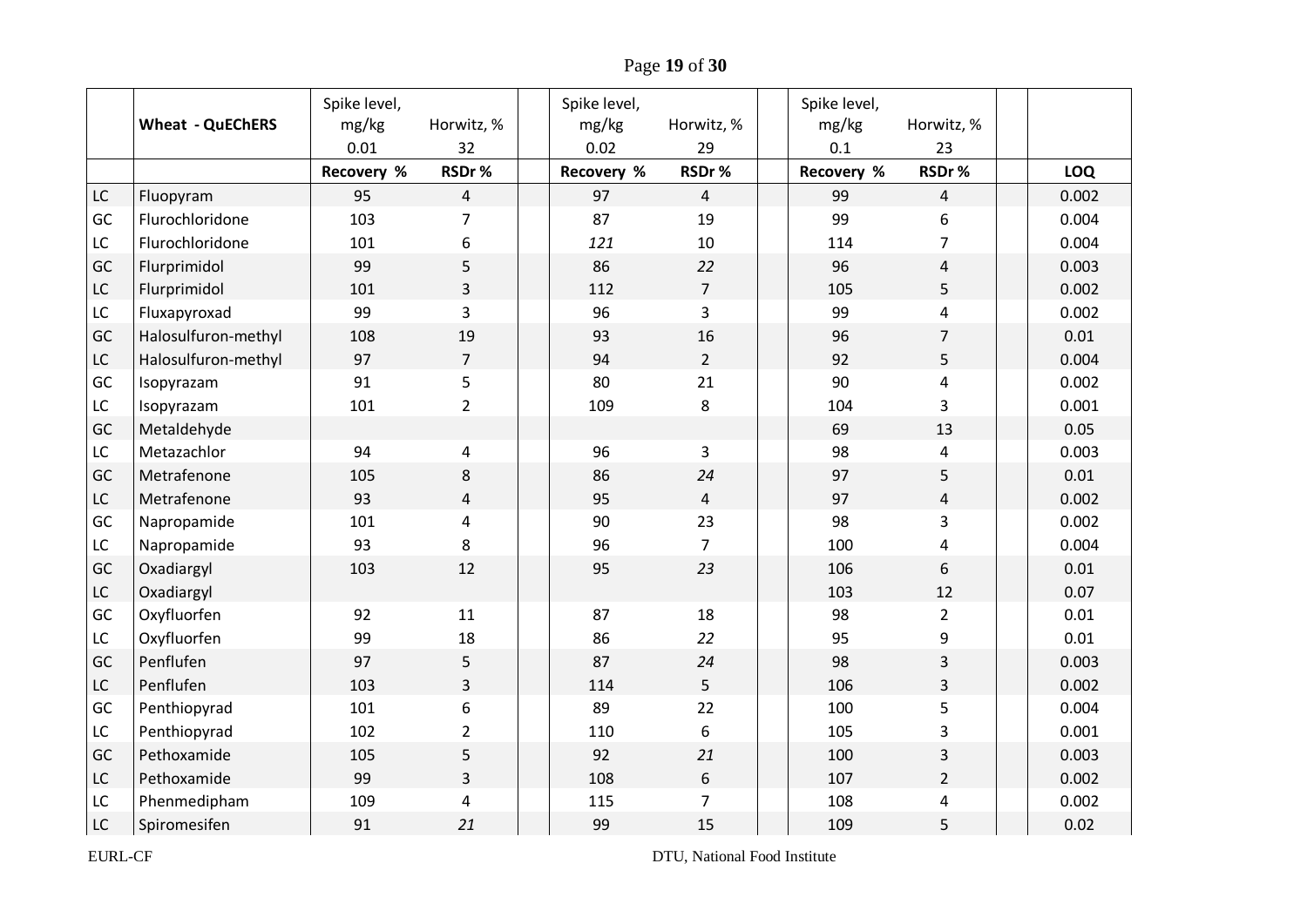| | Wheat - QuEChERS | Spike level, mg/kg 0.01 | Horwitz, % 32 | | Spike level, mg/kg 0.02 | Horwitz, % 29 | | Spike level, mg/kg 0.1 | Horwitz, % 23 | | |
|---|---|---|---|---|---|---|---|---|---|---|---|
| | | **Recovery %** | **RSDr %** | | **Recovery %** | **RSDr %** | | **Recovery %** | **RSDr %** | | **LOQ** |
| LC | Fluopyram | 95 | 4 | | 97 | 4 | | 99 | 4 | | 0.002 |
| GC | Flurochloridone | 103 | 7 | | 87 | 19 | | 99 | 6 | | 0.004 |
| LC | Flurochloridone | 101 | 6 | | *121* | 10 | | 114 | 7 | | 0.004 |
| GC | Flurprimidol | 99 | 5 | | 86 | *22* | | 96 | 4 | | 0.003 |
| LC | Flurprimidol | 101 | 3 | | 112 | 7 | | 105 | 5 | | 0.002 |
| LC | Fluxapyroxad | 99 | 3 | | 96 | 3 | | 99 | 4 | | 0.002 |
| GC | Halosulfuron-methyl | 108 | 19 | | 93 | 16 | | 96 | 7 | | 0.01 |
| LC | Halosulfuron-methyl | 97 | 7 | | 94 | 2 | | 92 | 5 | | 0.004 |
| GC | Isopyrazam | 91 | 5 | | 80 | 21 | | 90 | 4 | | 0.002 |
| LC | Isopyrazam | 101 | 2 | | 109 | 8 | | 104 | 3 | | 0.001 |
| GC | Metaldehyde | | | | | | | 69 | 13 | | 0.05 |
| LC | Metazachlor | 94 | 4 | | 96 | 3 | | 98 | 4 | | 0.003 |
| GC | Metrafenone | 105 | 8 | | 86 | *24* | | 97 | 5 | | 0.01 |
| LC | Metrafenone | 93 | 4 | | 95 | 4 | | 97 | 4 | | 0.002 |
| GC | Napropamide | 101 | 4 | | 90 | 23 | | 98 | 3 | | 0.002 |
| LC | Napropamide | 93 | 8 | | 96 | 7 | | 100 | 4 | | 0.004 |
| GC | Oxadiargyl | 103 | 12 | | 95 | *23* | | 106 | 6 | | 0.01 |
| LC | Oxadiargyl | | | | | | | 103 | 12 | | 0.07 |
| GC | Oxyfluorfen | 92 | 11 | | 87 | 18 | | 98 | 2 | | 0.01 |
| LC | Oxyfluorfen | 99 | 18 | | 86 | *22* | | 95 | 9 | | 0.01 |
| GC | Penflufen | 97 | 5 | | 87 | *24* | | 98 | 3 | | 0.003 |
| LC | Penflufen | 103 | 3 | | 114 | 5 | | 106 | 3 | | 0.002 |
| GC | Penthiopyrad | 101 | 6 | | 89 | 22 | | 100 | 5 | | 0.004 |
| LC | Penthiopyrad | 102 | 2 | | 110 | 6 | | 105 | 3 | | 0.001 |
| GC | Pethoxamide | 105 | 5 | | 92 | *21* | | 100 | 3 | | 0.003 |
| LC | Pethoxamide | 99 | 3 | | 108 | 6 | | 107 | 2 | | 0.002 |
| LC | Phenmedipham | 109 | 4 | | 115 | 7 | | 108 | 4 | | 0.002 |
| LC | Spiromesifen | 91 | *21* | | 99 | 15 | | 109 | 5 | | 0.02 |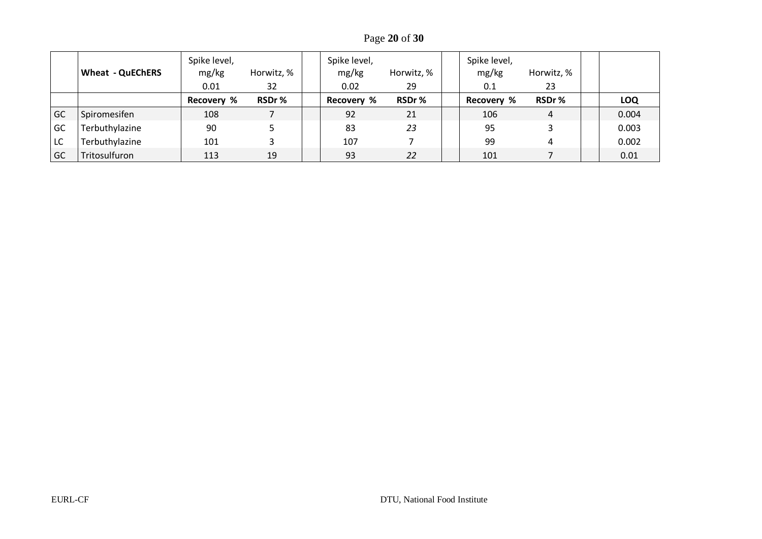| | Wheat - QuEChERS | Spike level, mg/kg 0.01 | Horwitz, % 32 | | Spike level, mg/kg 0.02 | Horwitz, % 29 | | Spike level, mg/kg 0.1 | Horwitz, % 23 | | |
|---|---|---|---|---|---|---|---|---|---|---|---|
| | | **Recovery %** | **RSDr %** | | **Recovery %** | **RSDr %** | | **Recovery %** | **RSDr %** | | **LOQ** |
| GC | Spiromesifen | 108 | 7 | | 92 | 21 | | 106 | 4 | | 0.004 |
| GC | Terbuthylazine | 90 | 5 | | 83 | *23* | | 95 | 3 | | 0.003 |
| LC | Terbuthylazine | 101 | 3 | | 107 | 7 | | 99 | 4 | | 0.002 |
| GC | Tritosulfuron | 113 | 19 | | 93 | *22* | | 101 | 7 | | 0.01 |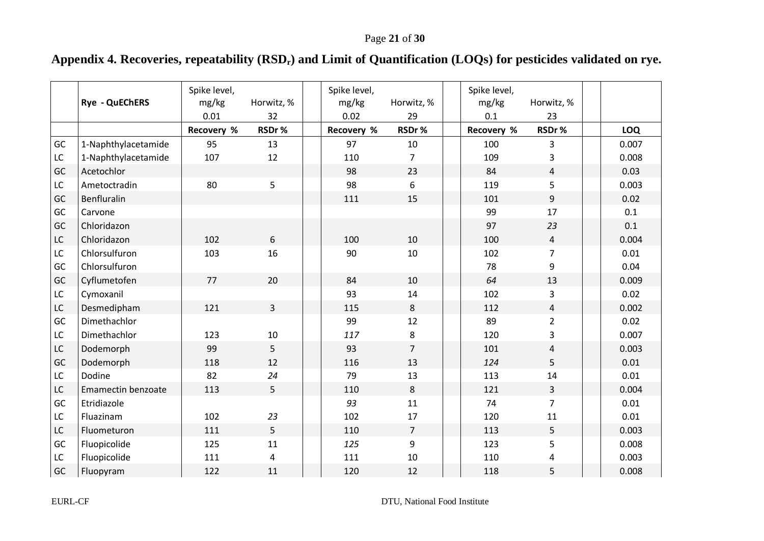## Appendix 4. Recoveries, repeatability ($RSD_r$) and Limit of Quantification (LOQs) for pesticides validated on rye.

| | Rye - QuEChERS | Spike level, mg/kg 0.01 | Horwitz, % 32 | Spike level, mg/kg 0.02 | Horwitz, % 29 | Spike level, mg/kg 0.1 | Horwitz, % 23 | |
|---|---|---|---|---|---|---|---|---|
| | | Recovery % | RSDr % | Recovery % | RSDr % | Recovery % | RSDr % | LOQ |
| GC | 1-Naphthylacetamide | 95 | 13 | 97 | 10 | 100 | 3 | 0.007 |
| LC | 1-Naphthylacetamide | 107 | 12 | 110 | 7 | 109 | 3 | 0.008 |
| GC | Acetochlor | | | 98 | 23 | 84 | 4 | 0.03 |
| LC | Ametoctradin | 80 | 5 | 98 | 6 | 119 | 5 | 0.003 |
| GC | Benfluralin | | | 111 | 15 | 101 | 9 | 0.02 |
| GC | Carvone | | | | | 99 | 17 | 0.1 |
| GC | Chloridazon | | | | | 97 | *23* | 0.1 |
| LC | Chloridazon | 102 | 6 | 100 | 10 | 100 | 4 | 0.004 |
| LC | Chlorsulfuron | 103 | 16 | 90 | 10 | 102 | 7 | 0.01 |
| GC | Chlorsulfuron | | | | | 78 | 9 | 0.04 |
| GC | Cyflumetofen | 77 | 20 | 84 | 10 | *64* | 13 | 0.009 |
| LC | Cymoxanil | | | 93 | 14 | 102 | 3 | 0.02 |
| LC | Desmedipham | 121 | 3 | 115 | 8 | 112 | 4 | 0.002 |
| GC | Dimethachlor | | | 99 | 12 | 89 | 2 | 0.02 |
| LC | Dimethachlor | 123 | 10 | *117* | 8 | 120 | 3 | 0.007 |
| LC | Dodemorph | 99 | 5 | 93 | 7 | 101 | 4 | 0.003 |
| GC | Dodemorph | 118 | 12 | 116 | 13 | *124* | 5 | 0.01 |
| LC | Dodine | 82 | *24* | 79 | 13 | 113 | 14 | 0.01 |
| LC | Emamectin benzoate | 113 | 5 | 110 | 8 | 121 | 3 | 0.004 |
| GC | Etridiazole | | | *93* | 11 | 74 | 7 | 0.01 |
| LC | Fluazinam | 102 | *23* | 102 | 17 | 120 | 11 | 0.01 |
| LC | Fluometuron | 111 | 5 | 110 | 7 | 113 | 5 | 0.003 |
| GC | Fluopicolide | 125 | 11 | *125* | 9 | 123 | 5 | 0.008 |
| LC | Fluopicolide | 111 | 4 | 111 | 10 | 110 | 4 | 0.003 |
| GC | Fluopyram | 122 | 11 | 120 | 12 | 118 | 5 | 0.008 |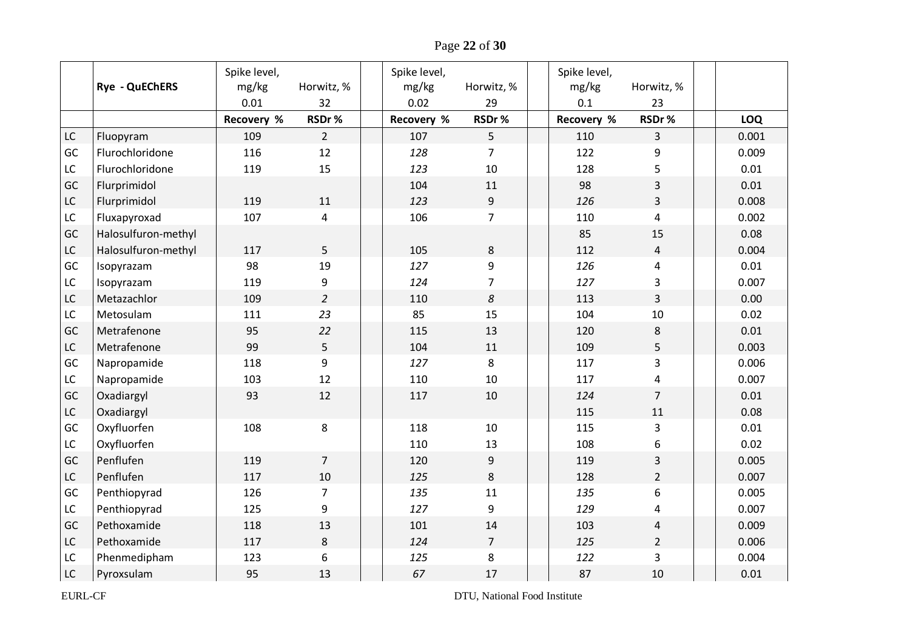| | Rye - QuEChERS | Spike level, mg/kg 0.01 | Horwitz, % 32 | | Spike level, mg/kg 0.02 | Horwitz, % 29 | | Spike level, mg/kg 0.1 | Horwitz, % 23 | | |
|---|---|---|---|---|---|---|---|---|---|---|---|
| | | **Recovery %** | **RSDr %** | | **Recovery %** | **RSDr %** | | **Recovery %** | **RSDr %** | | **LOQ** |
| LC | Fluopyram | 109 | 2 | | 107 | 5 | | 110 | 3 | | 0.001 |
| GC | Flurochloridone | 116 | 12 | | *128* | 7 | | 122 | 9 | | 0.009 |
| LC | Flurochloridone | 119 | 15 | | *123* | 10 | | 128 | 5 | | 0.01 |
| GC | Flurprimidol | | | | 104 | 11 | | 98 | 3 | | 0.01 |
| LC | Flurprimidol | 119 | 11 | | *123* | 9 | | *126* | 3 | | 0.008 |
| LC | Fluxapyroxad | 107 | 4 | | 106 | 7 | | 110 | 4 | | 0.002 |
| GC | Halosulfuron-methyl | | | | | | | 85 | 15 | | 0.08 |
| LC | Halosulfuron-methyl | 117 | 5 | | 105 | 8 | | 112 | 4 | | 0.004 |
| GC | Isopyrazam | 98 | 19 | | *127* | 9 | | *126* | 4 | | 0.01 |
| LC | Isopyrazam | 119 | 9 | | *124* | 7 | | *127* | 3 | | 0.007 |
| LC | Metazachlor | 109 | *2* | | 110 | *8* | | 113 | 3 | | 0.00 |
| LC | Metosulam | 111 | *23* | | 85 | 15 | | 104 | 10 | | 0.02 |
| GC | Metrafenone | 95 | *22* | | 115 | 13 | | 120 | 8 | | 0.01 |
| LC | Metrafenone | 99 | 5 | | 104 | 11 | | 109 | 5 | | 0.003 |
| GC | Napropamide | 118 | 9 | | *127* | 8 | | 117 | 3 | | 0.006 |
| LC | Napropamide | 103 | 12 | | 110 | 10 | | 117 | 4 | | 0.007 |
| GC | Oxadiargyl | 93 | 12 | | 117 | 10 | | *124* | 7 | | 0.01 |
| LC | Oxadiargyl | | | | | | | 115 | 11 | | 0.08 |
| GC | Oxyfluorfen | 108 | 8 | | 118 | 10 | | 115 | 3 | | 0.01 |
| LC | Oxyfluorfen | | | | 110 | 13 | | 108 | 6 | | 0.02 |
| GC | Penflufen | 119 | 7 | | 120 | 9 | | 119 | 3 | | 0.005 |
| LC | Penflufen | 117 | 10 | | *125* | 8 | | 128 | 2 | | 0.007 |
| GC | Penthiopyrad | 126 | 7 | | *135* | 11 | | *135* | 6 | | 0.005 |
| LC | Penthiopyrad | 125 | 9 | | *127* | 9 | | *129* | 4 | | 0.007 |
| GC | Pethoxamide | 118 | 13 | | 101 | 14 | | 103 | 4 | | 0.009 |
| LC | Pethoxamide | 117 | 8 | | *124* | 7 | | *125* | 2 | | 0.006 |
| LC | Phenmedipham | 123 | 6 | | *125* | 8 | | *122* | 3 | | 0.004 |
| LC | Pyroxsulam | 95 | 13 | | *67* | 17 | | 87 | 10 | | 0.01 |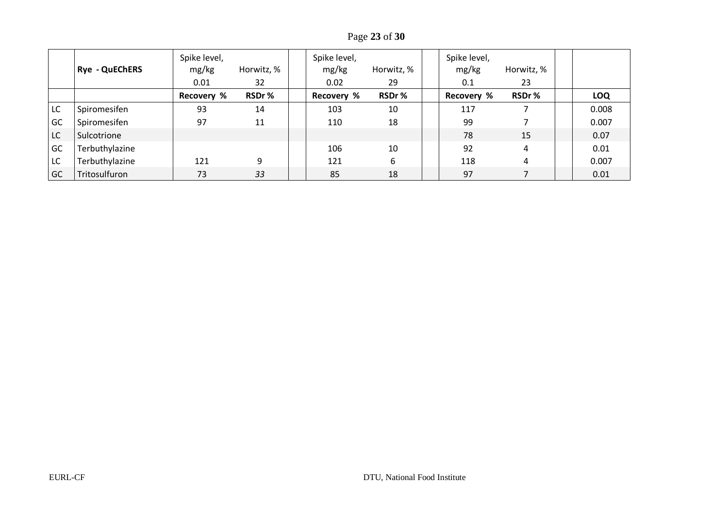| | Rye - QuEChERS | Spike level, mg/kg | Horwitz, % | | Spike level, mg/kg | Horwitz, % | | Spike level, mg/kg | Horwitz, % | | |
|---|---|---|---|---|---|---|---|---|---|---|---|
| | | 0.01 | 32 | | 0.02 | 29 | | 0.1 | 23 | | |
| | | **Recovery %** | **RSDr %** | | **Recovery %** | **RSDr %** | | **Recovery %** | **RSDr %** | | **LOQ** |
| LC | Spiromesifen | 93 | 14 | | 103 | 10 | | 117 | 7 | | 0.008 |
| GC | Spiromesifen | 97 | 11 | | 110 | 18 | | 99 | 7 | | 0.007 |
| LC | Sulcotrione | | | | | | | 78 | 15 | | 0.07 |
| GC | Terbuthylazine | | | | 106 | 10 | | 92 | 4 | | 0.01 |
| LC | Terbuthylazine | 121 | 9 | | 121 | 6 | | 118 | 4 | | 0.007 |
| GC | Tritosulfuron | 73 | *33* | | 85 | 18 | | 97 | 7 | | 0.01 |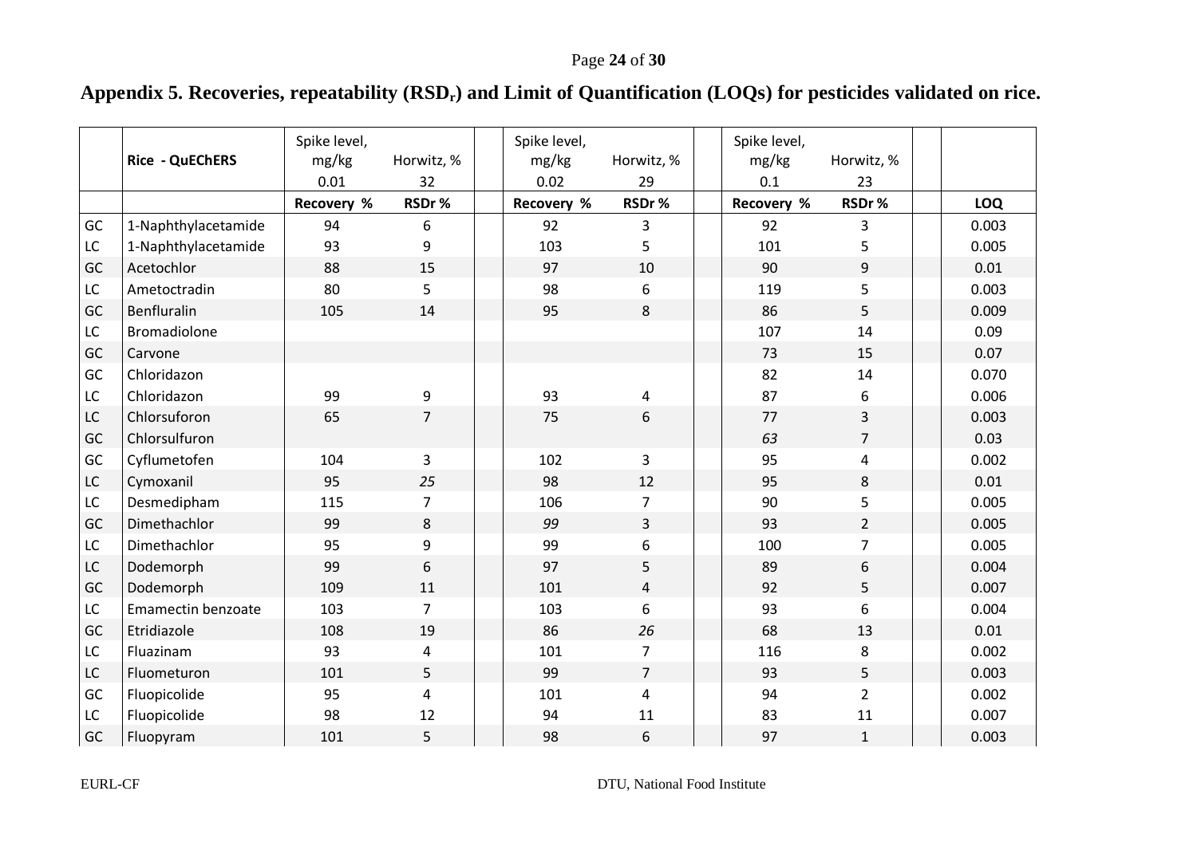**Appendix 5. Recoveries, repeatability ($RSD_r$) and Limit of Quantification (LOQs) for pesticides validated on rice.**

| | Rice - QuEChERS | Spike level, mg/kg 0.01 | Horwitz, % 32 | Spike level, mg/kg 0.02 | Horwitz, % 29 | Spike level, mg/kg 0.1 | Horwitz, % 23 | |
|---|---|---|---|---|---|---|---|---|
| | | Recovery % | RSDr % | Recovery % | RSDr % | Recovery % | RSDr % | LOQ |
| GC | 1-Naphthylacetamide | 94 | 6 | 92 | 3 | 92 | 3 | 0.003 |
| LC | 1-Naphthylacetamide | 93 | 9 | 103 | 5 | 101 | 5 | 0.005 |
| GC | Acetochlor | 88 | 15 | 97 | 10 | 90 | 9 | 0.01 |
| LC | Ametoctradin | 80 | 5 | 98 | 6 | 119 | 5 | 0.003 |
| GC | Benfluralin | 105 | 14 | 95 | 8 | 86 | 5 | 0.009 |
| LC | Bromadiolone | | | | | 107 | 14 | 0.09 |
| GC | Carvone | | | | | 73 | 15 | 0.07 |
| GC | Chloridazon | | | | | 82 | 14 | 0.070 |
| LC | Chloridazon | 99 | 9 | 93 | 4 | 87 | 6 | 0.006 |
| LC | Chlorsuforon | 65 | 7 | 75 | 6 | 77 | 3 | 0.003 |
| GC | Chlorsulfuron | | | | | *63* | 7 | 0.03 |
| GC | Cyflumetofen | 104 | 3 | 102 | 3 | 95 | 4 | 0.002 |
| LC | Cymoxanil | 95 | *25* | 98 | 12 | 95 | 8 | 0.01 |
| LC | Desmedipham | 115 | 7 | 106 | 7 | 90 | 5 | 0.005 |
| GC | Dimethachlor | 99 | 8 | *99* | 3 | 93 | 2 | 0.005 |
| LC | Dimethachlor | 95 | 9 | 99 | 6 | 100 | 7 | 0.005 |
| LC | Dodemorph | 99 | 6 | 97 | 5 | 89 | 6 | 0.004 |
| GC | Dodemorph | 109 | 11 | 101 | 4 | 92 | 5 | 0.007 |
| LC | Emamectin benzoate | 103 | 7 | 103 | 6 | 93 | 6 | 0.004 |
| GC | Etridiazole | 108 | 19 | 86 | *26* | 68 | 13 | 0.01 |
| LC | Fluazinam | 93 | 4 | 101 | 7 | 116 | 8 | 0.002 |
| LC | Fluometuron | 101 | 5 | 99 | 7 | 93 | 5 | 0.003 |
| GC | Fluopicolide | 95 | 4 | 101 | 4 | 94 | 2 | 0.002 |
| LC | Fluopicolide | 98 | 12 | 94 | 11 | 83 | 11 | 0.007 |
| GC | Fluopyram | 101 | 5 | 98 | 6 | 97 | 1 | 0.003 |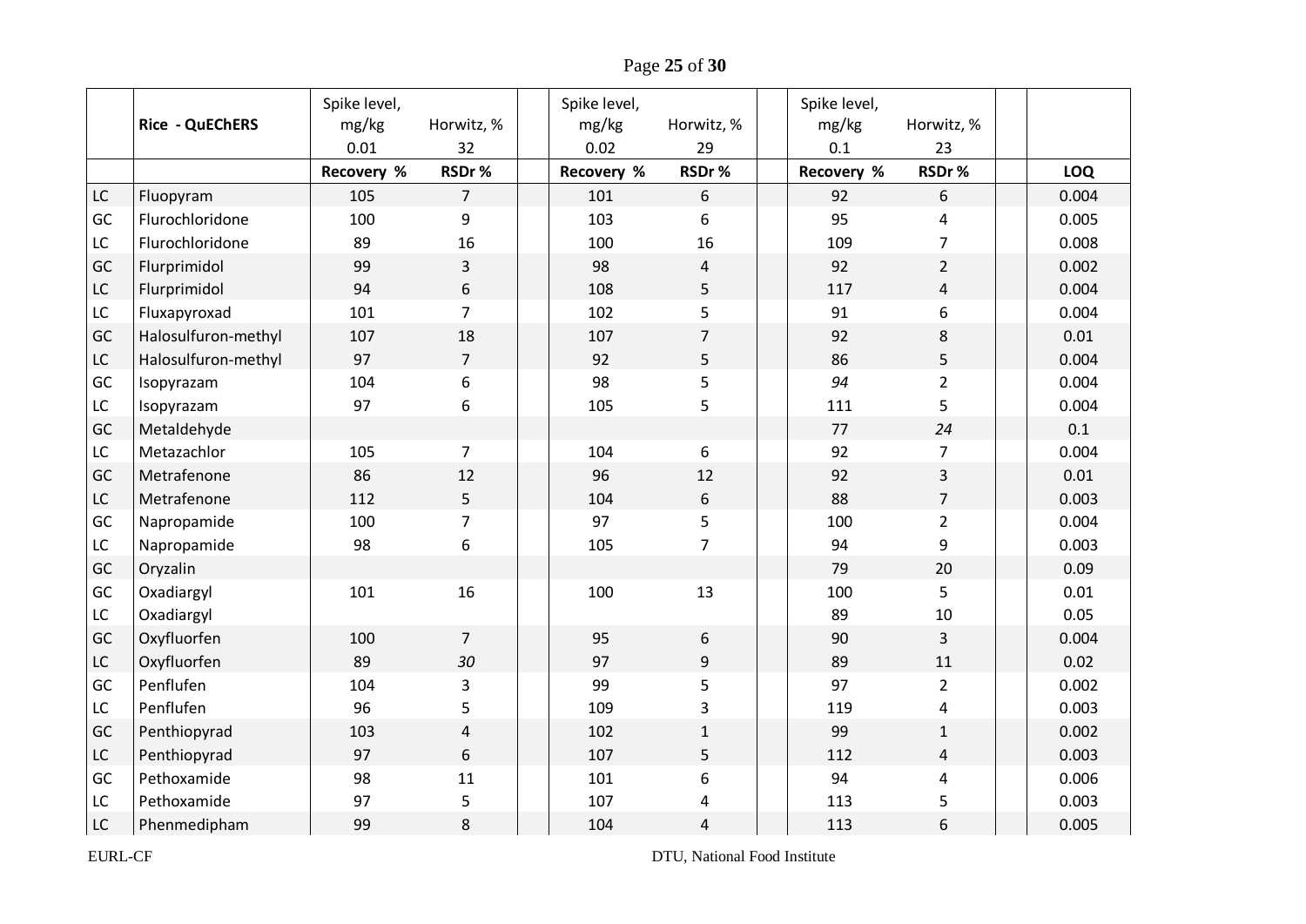| | Rice - QuEChERS | Spike level, mg/kg 0.01 | Horwitz, % 32 | | Spike level, mg/kg 0.02 | Horwitz, % 29 | | Spike level, mg/kg 0.1 | Horwitz, % 23 | | |
|---|---|---|---|---|---|---|---|---|---|---|---|
| | | **Recovery %** | **RSDr %** | | **Recovery %** | **RSDr %** | | **Recovery %** | **RSDr %** | | **LOQ** |
| LC | Fluopyram | 105 | 7 | | 101 | 6 | | 92 | 6 | | 0.004 |
| GC | Flurochloridone | 100 | 9 | | 103 | 6 | | 95 | 4 | | 0.005 |
| LC | Flurochloridone | 89 | 16 | | 100 | 16 | | 109 | 7 | | 0.008 |
| GC | Flurprimidol | 99 | 3 | | 98 | 4 | | 92 | 2 | | 0.002 |
| LC | Flurprimidol | 94 | 6 | | 108 | 5 | | 117 | 4 | | 0.004 |
| LC | Fluxapyroxad | 101 | 7 | | 102 | 5 | | 91 | 6 | | 0.004 |
| GC | Halosulfuron-methyl | 107 | 18 | | 107 | 7 | | 92 | 8 | | 0.01 |
| LC | Halosulfuron-methyl | 97 | 7 | | 92 | 5 | | 86 | 5 | | 0.004 |
| GC | Isopyrazam | 104 | 6 | | 98 | 5 | | *94* | 2 | | 0.004 |
| LC | Isopyrazam | 97 | 6 | | 105 | 5 | | 111 | 5 | | 0.004 |
| GC | Metaldehyde | | | | | | | 77 | *24* | | 0.1 |
| LC | Metazachlor | 105 | 7 | | 104 | 6 | | 92 | 7 | | 0.004 |
| GC | Metrafenone | 86 | 12 | | 96 | 12 | | 92 | 3 | | 0.01 |
| LC | Metrafenone | 112 | 5 | | 104 | 6 | | 88 | 7 | | 0.003 |
| GC | Napropamide | 100 | 7 | | 97 | 5 | | 100 | 2 | | 0.004 |
| LC | Napropamide | 98 | 6 | | 105 | 7 | | 94 | 9 | | 0.003 |
| GC | Oryzalin | | | | | | | 79 | 20 | | 0.09 |
| GC | Oxadiargyl | 101 | 16 | | 100 | 13 | | 100 | 5 | | 0.01 |
| LC | Oxadiargyl | | | | | | | 89 | 10 | | 0.05 |
| GC | Oxyfluorfen | 100 | 7 | | 95 | 6 | | 90 | 3 | | 0.004 |
| LC | Oxyfluorfen | 89 | *30* | | 97 | 9 | | 89 | 11 | | 0.02 |
| GC | Penflufen | 104 | 3 | | 99 | 5 | | 97 | 2 | | 0.002 |
| LC | Penflufen | 96 | 5 | | 109 | 3 | | 119 | 4 | | 0.003 |
| GC | Penthiopyrad | 103 | 4 | | 102 | 1 | | 99 | 1 | | 0.002 |
| LC | Penthiopyrad | 97 | 6 | | 107 | 5 | | 112 | 4 | | 0.003 |
| GC | Pethoxamide | 98 | 11 | | 101 | 6 | | 94 | 4 | | 0.006 |
| LC | Pethoxamide | 97 | 5 | | 107 | 4 | | 113 | 5 | | 0.003 |
| LC | Phenmedipham | 99 | 8 | | 104 | 4 | | 113 | 6 | | 0.005 |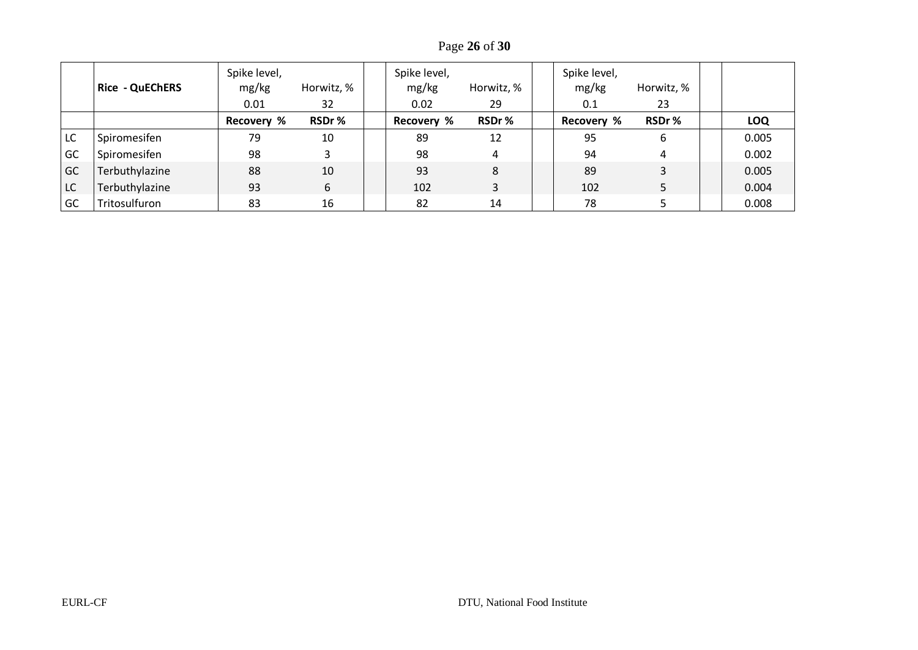| | Rice - QuEChERS | Spike level, mg/kg 0.01 | Horwitz, % 32 | | Spike level, mg/kg 0.02 | Horwitz, % 29 | | Spike level, mg/kg 0.1 | Horwitz, % 23 | | |
|---|---|---|---|---|---|---|---|---|---|---|---|
| | | **Recovery %** | **RSDr %** | | **Recovery %** | **RSDr %** | | **Recovery %** | **RSDr %** | | **LOQ** |
| LC | Spiromesifen | 79 | 10 | | 89 | 12 | | 95 | 6 | | 0.005 |
| GC | Spiromesifen | 98 | 3 | | 98 | 4 | | 94 | 4 | | 0.002 |
| GC | Terbuthylazine | 88 | 10 | | 93 | 8 | | 89 | 3 | | 0.005 |
| LC | Terbuthylazine | 93 | 6 | | 102 | 3 | | 102 | 5 | | 0.004 |
| GC | Tritosulfuron | 83 | 16 | | 82 | 14 | | 78 | 5 | | 0.008 |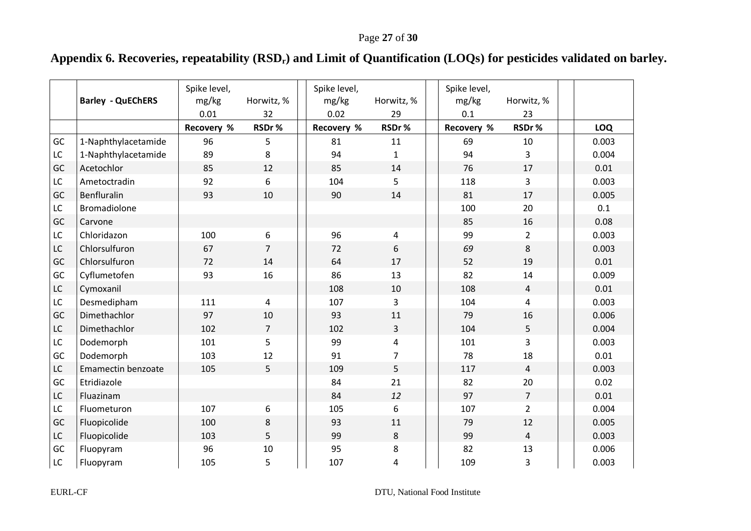# Appendix 6. Recoveries, repeatability ($RSD_r$) and Limit of Quantification (LOQs) for pesticides validated on barley.

| | Barley - QuEChERS | Spike level, mg/kg 0.01 | Horwitz, % 32 | Spike level, mg/kg 0.02 | Horwitz, % 29 | Spike level, mg/kg 0.1 | Horwitz, % 23 | |
|---|---|---|---|---|---|---|---|---|
| | | **Recovery %** | **RSDr %** | **Recovery %** | **RSDr %** | **Recovery %** | **RSDr %** | **LOQ** |
| GC | 1-Naphthylacetamide | 96 | 5 | 81 | 11 | 69 | 10 | 0.003 |
| LC | 1-Naphthylacetamide | 89 | 8 | 94 | 1 | 94 | 3 | 0.004 |
| GC | Acetochlor | 85 | 12 | 85 | 14 | 76 | 17 | 0.01 |
| LC | Ametoctradin | 92 | 6 | 104 | 5 | 118 | 3 | 0.003 |
| GC | Benfluralin | 93 | 10 | 90 | 14 | 81 | 17 | 0.005 |
| LC | Bromadiolone | | | | | 100 | 20 | 0.1 |
| GC | Carvone | | | | | 85 | 16 | 0.08 |
| LC | Chloridazon | 100 | 6 | 96 | 4 | 99 | 2 | 0.003 |
| LC | Chlorsulfuron | 67 | 7 | 72 | 6 | *69* | 8 | 0.003 |
| GC | Chlorsulfuron | 72 | 14 | 64 | 17 | 52 | 19 | 0.01 |
| GC | Cyflumetofen | 93 | 16 | 86 | 13 | 82 | 14 | 0.009 |
| LC | Cymoxanil | | | 108 | 10 | 108 | 4 | 0.01 |
| LC | Desmedipham | 111 | 4 | 107 | 3 | 104 | 4 | 0.003 |
| GC | Dimethachlor | 97 | 10 | 93 | 11 | 79 | 16 | 0.006 |
| LC | Dimethachlor | 102 | 7 | 102 | 3 | 104 | 5 | 0.004 |
| LC | Dodemorph | 101 | 5 | 99 | 4 | 101 | 3 | 0.003 |
| GC | Dodemorph | 103 | 12 | 91 | 7 | 78 | 18 | 0.01 |
| LC | Emamectin benzoate | 105 | 5 | 109 | 5 | 117 | 4 | 0.003 |
| GC | Etridiazole | | | 84 | 21 | 82 | 20 | 0.02 |
| LC | Fluazinam | | | 84 | *12* | 97 | 7 | 0.01 |
| LC | Fluometuron | 107 | 6 | 105 | 6 | 107 | 2 | 0.004 |
| GC | Fluopicolide | 100 | 8 | 93 | 11 | 79 | 12 | 0.005 |
| LC | Fluopicolide | 103 | 5 | 99 | 8 | 99 | 4 | 0.003 |
| GC | Fluopyram | 96 | 10 | 95 | 8 | 82 | 13 | 0.006 |
| LC | Fluopyram | 105 | 5 | 107 | 4 | 109 | 3 | 0.003 |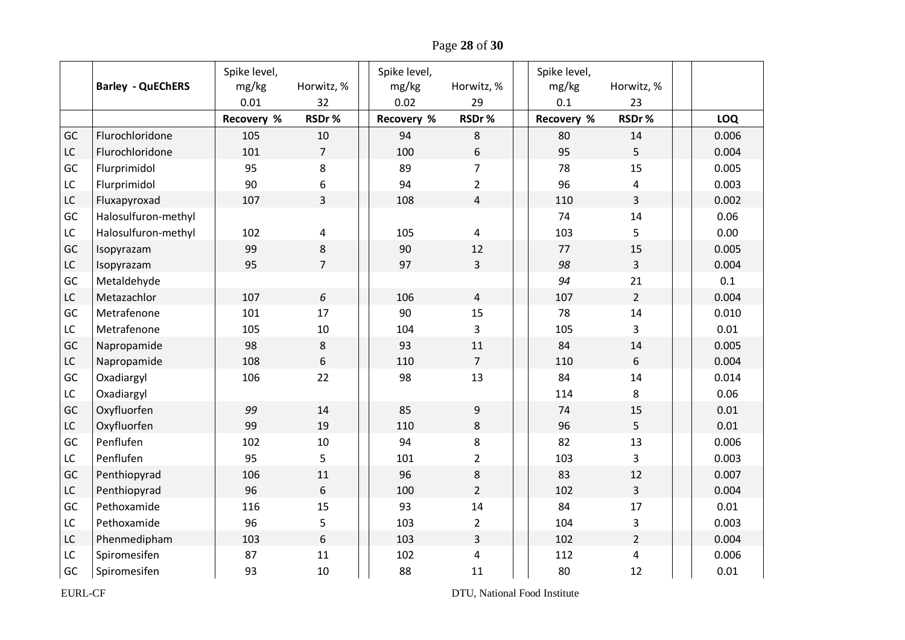| | Barley - QuEChERS | Spike level, mg/kg 0.01 | Horwitz, % 32 | Spike level, mg/kg 0.02 | Horwitz, % 29 | Spike level, mg/kg 0.1 | Horwitz, % 23 | |
|---|---|---|---|---|---|---|---|---|
| | | Recovery % | RSDr % | Recovery % | RSDr % | Recovery % | RSDr % | LOQ |
| GC | Flurochloridone | 105 | 10 | 94 | 8 | 80 | 14 | 0.006 |
| LC | Flurochloridone | 101 | 7 | 100 | 6 | 95 | 5 | 0.004 |
| GC | Flurprimidol | 95 | 8 | 89 | 7 | 78 | 15 | 0.005 |
| LC | Flurprimidol | 90 | 6 | 94 | 2 | 96 | 4 | 0.003 |
| LC | Fluxapyroxad | 107 | 3 | 108 | 4 | 110 | 3 | 0.002 |
| GC | Halosulfuron-methyl | | | | | 74 | 14 | 0.06 |
| LC | Halosulfuron-methyl | 102 | 4 | 105 | 4 | 103 | 5 | 0.00 |
| GC | Isopyrazam | 99 | 8 | 90 | 12 | 77 | 15 | 0.005 |
| LC | Isopyrazam | 95 | 7 | 97 | 3 | *98* | 3 | 0.004 |
| GC | Metaldehyde | | | | | *94* | 21 | 0.1 |
| LC | Metazachlor | 107 | *6* | 106 | 4 | 107 | 2 | 0.004 |
| GC | Metrafenone | 101 | 17 | 90 | 15 | 78 | 14 | 0.010 |
| LC | Metrafenone | 105 | 10 | 104 | 3 | 105 | 3 | 0.01 |
| GC | Napropamide | 98 | 8 | 93 | 11 | 84 | 14 | 0.005 |
| LC | Napropamide | 108 | 6 | 110 | 7 | 110 | 6 | 0.004 |
| GC | Oxadiargyl | 106 | 22 | 98 | 13 | 84 | 14 | 0.014 |
| LC | Oxadiargyl | | | | | 114 | 8 | 0.06 |
| GC | Oxyfluorfen | *99* | 14 | 85 | 9 | 74 | 15 | 0.01 |
| LC | Oxyfluorfen | 99 | 19 | 110 | 8 | 96 | 5 | 0.01 |
| GC | Penflufen | 102 | 10 | 94 | 8 | 82 | 13 | 0.006 |
| LC | Penflufen | 95 | 5 | 101 | 2 | 103 | 3 | 0.003 |
| GC | Penthiopyrad | 106 | 11 | 96 | 8 | 83 | 12 | 0.007 |
| LC | Penthiopyrad | 96 | 6 | 100 | 2 | 102 | 3 | 0.004 |
| GC | Pethoxamide | 116 | 15 | 93 | 14 | 84 | 17 | 0.01 |
| LC | Pethoxamide | 96 | 5 | 103 | 2 | 104 | 3 | 0.003 |
| LC | Phenmedipham | 103 | 6 | 103 | 3 | 102 | 2 | 0.004 |
| LC | Spiromesifen | 87 | 11 | 102 | 4 | 112 | 4 | 0.006 |
| GC | Spiromesifen | 93 | 10 | 88 | 11 | 80 | 12 | 0.01 |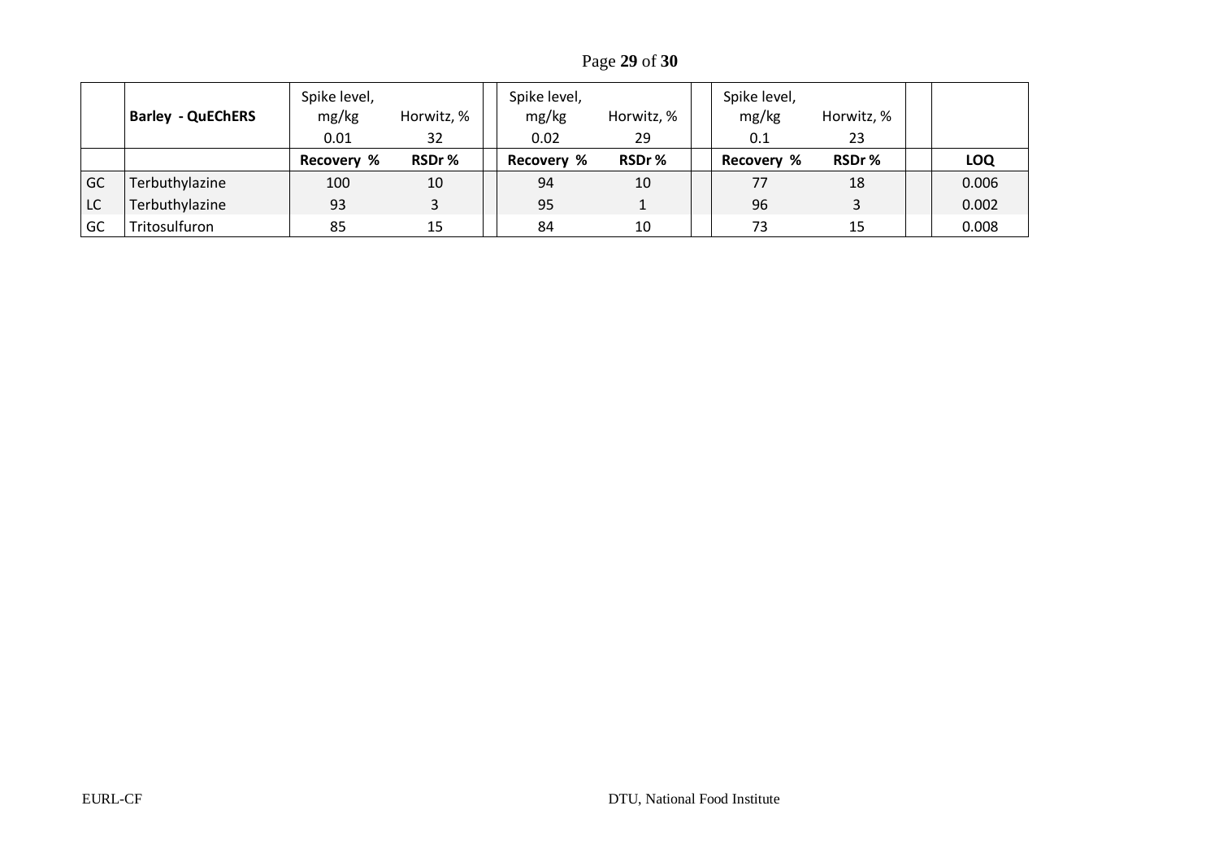| | Barley - QuEChERS | Spike level, mg/kg 0.01 | Horwitz, % 32 | | Spike level, mg/kg 0.02 | Horwitz, % 29 | | Spike level, mg/kg 0.1 | Horwitz, % 23 | | |
|---|---|---|---|---|---|---|---|---|---|---|---|
| | | **Recovery %** | **RSDr %** | | **Recovery %** | **RSDr %** | | **Recovery %** | **RSDr %** | | **LOQ** |
| GC | Terbuthylazine | 100 | 10 | | 94 | 10 | | 77 | 18 | | 0.006 |
| LC | Terbuthylazine | 93 | 3 | | 95 | 1 | | 96 | 3 | | 0.002 |
| GC | Tritosulfuron | 85 | 15 | | 84 | 10 | | 73 | 15 | | 0.008 |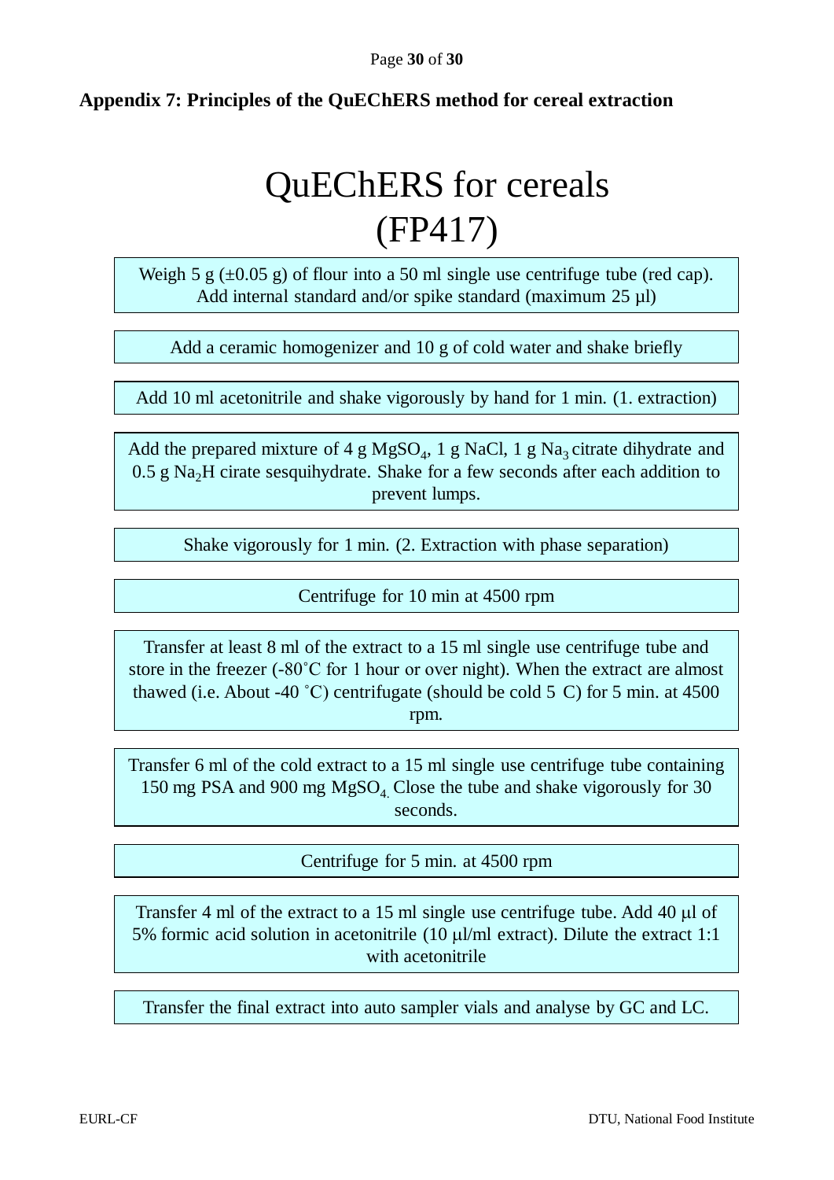## Appendix 7: Principles of the QuEChERS method for cereal extraction

# QuEChERS for cereals (FP417)

Weigh 5 g (±0.05 g) of flour into a 50 ml single use centrifuge tube (red cap). Add internal standard and/or spike standard (maximum 25 µl)

Add a ceramic homogenizer and 10 g of cold water and shake briefly

Add 10 ml acetonitrile and shake vigorously by hand for 1 min. (1. extraction)

Add the prepared mixture of 4 g $MgSO_4$, 1 g NaCl, 1 g $Na_3$ citrate dihydrate and 0.5 g $Na_2H$ cirate sesquihydrate. Shake for a few seconds after each addition to prevent lumps.

Shake vigorously for 1 min. (2. Extraction with phase separation)

Centrifuge for 10 min at 4500 rpm

Transfer at least 8 ml of the extract to a 15 ml single use centrifuge tube and store in the freezer (-80˚C for 1 hour or over night). When the extract are almost thawed (i.e. About -40 ˚C) centrifugate (should be cold 5 C) for 5 min. at 4500 rpm.

Transfer 6 ml of the cold extract to a 15 ml single use centrifuge tube containing 150 mg PSA and 900 mg $MgSO_4$. Close the tube and shake vigorously for 30 seconds.

Centrifuge for 5 min. at 4500 rpm

Transfer 4 ml of the extract to a 15 ml single use centrifuge tube. Add 40 µl of 5% formic acid solution in acetonitrile (10 µl/ml extract). Dilute the extract 1:1 with acetonitrile

Transfer the final extract into auto sampler vials and analyse by GC and LC.